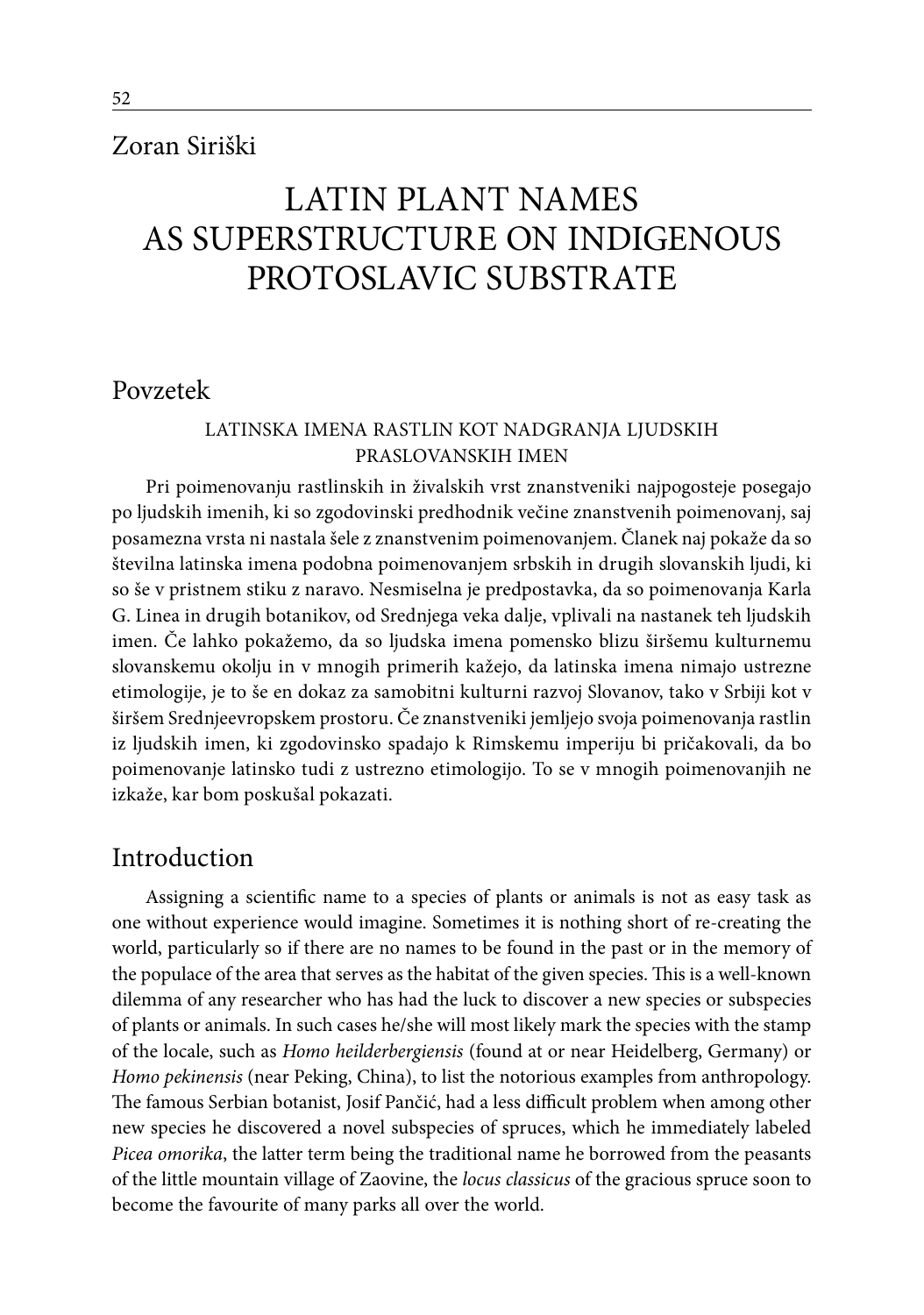Zoran Siriški

# LATIN PLANT NAMES AS SUPERSTRUCTURE ON INDIGENOUS PROTOSLAVIC SUBSTRATE

## Povzetek

### LATINSKA IMENA RASTLIN KOT NADGRANJA LJUDSKIH PRASLOVANSKIH IMEN

Pri poimenovanju rastlinskih in živalskih vrst znanstveniki najpogosteje posegajo po ljudskih imenih, ki so zgodovinski predhodnik večine znanstvenih poimenovanj, saj posamezna vrsta ni nastala šele z znanstvenim poimenovanjem. Članek naj pokaže da so številna latinska imena podobna poimenovanjem srbskih in drugih slovanskih ljudi, ki so še v pristnem stiku z naravo. Nesmiselna je predpostavka, da so poimenovanja Karla G. Linea in drugih botanikov, od Srednjega veka dalje, vplivali na nastanek teh ljudskih imen. Če lahko pokažemo, da so ljudska imena pomensko blizu širšemu kulturnemu slovanskemu okolju in v mnogih primerih kažejo, da latinska imena nimajo ustrezne etimologije, je to še en dokaz za samobitni kulturni razvoj Slovanov, tako v Srbiji kot v širšem Srednjeevropskem prostoru. Če znanstveniki jemljejo svoja poimenovanja rastlin iz ljudskih imen, ki zgodovinsko spadajo k Rimskemu imperiju bi pričakovali, da bo poimenovanje latinsko tudi z ustrezno etimologijo. To se v mnogih poimenovanjih ne izkaže, kar bom poskušal pokazati.

## Introduction

Assigning a scientific name to a species of plants or animals is not as easy task as one without experience would imagine. Sometimes it is nothing short of re-creating the world, particularly so if there are no names to be found in the past or in the memory of the populace of the area that serves as the habitat of the given species. This is a well-known dilemma of any researcher who has had the luck to discover a new species or subspecies of plants or animals. In such cases he/she will most likely mark the species with the stamp of the locale, such as *Homo heilderbergiensis* (found at or near Heidelberg, Germany) or *Homo pekinensis* (near Peking, China), to list the notorious examples from anthropology. The famous Serbian botanist, Josif Pančić, had a less difficult problem when among other new species he discovered a novel subspecies of spruces, which he immediately labeled *Picea omorika*, the latter term being the traditional name he borrowed from the peasants of the little mountain village of Zaovine, the *locus classicus* of the gracious spruce soon to become the favourite of many parks all over the world.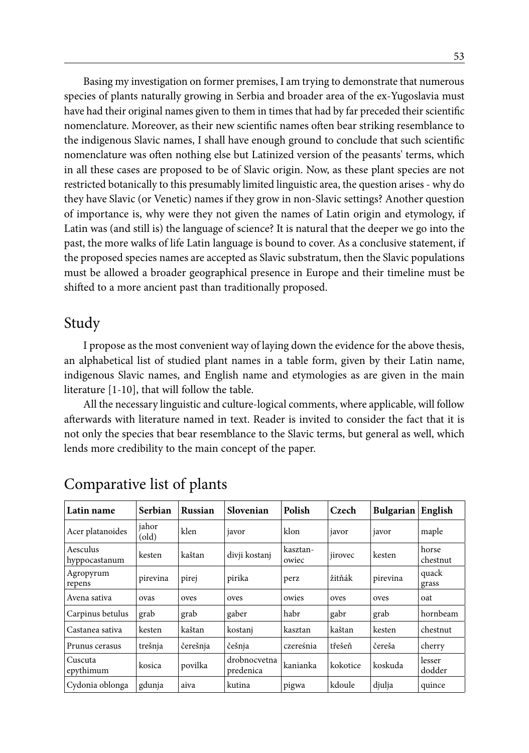Basing my investigation on former premises, I am trying to demonstrate that numerous species of plants naturally growing in Serbia and broader area of the ex-Yugoslavia must have had their original names given to them in times that had by far preceded their scientific nomenclature. Moreover, as their new scientific names often bear striking resemblance to the indigenous Slavic names, I shall have enough ground to conclude that such scientific nomenclature was often nothing else but Latinized version of the peasants' terms, which in all these cases are proposed to be of Slavic origin. Now, as these plant species are not restricted botanically to this presumably limited linguistic area, the question arises - why do they have Slavic (or Venetic) names if they grow in non-Slavic settings? Another question of importance is, why were they not given the names of Latin origin and etymology, if Latin was (and still is) the language of science? It is natural that the deeper we go into the past, the more walks of life Latin language is bound to cover. As a conclusive statement, if the proposed species names are accepted as Slavic substratum, then the Slavic populations must be allowed a broader geographical presence in Europe and their timeline must be shifted to a more ancient past than traditionally proposed.

## Study

I propose as the most convenient way of laying down the evidence for the above thesis, an alphabetical list of studied plant names in a table form, given by their Latin name, indigenous Slavic names, and English name and etymologies as are given in the main literature [1-10], that will follow the table.

All the necessary linguistic and culture-logical comments, where applicable, will follow afterwards with literature named in text. Reader is invited to consider the fact that it is not only the species that bear resemblance to the Slavic terms, but general as well, which lends more credibility to the main concept of the paper.

## Comparative list of plants

| Latin name | Serbian | Russian | Slovenian | Polish | Czech | Bulgarian | English |
|---|---|---|---|---|---|---|---|
| Acer platanoides | jahor (old) | klen | javor | klon | javor | javor | maple |
| Aesculus hyppocastanum | kesten | kaštan | divji kostanj | kasztan-owiec | jirovec | kesten | horse chestnut |
| Agropyrum repens | pirevina | pirej | pirika | perz | žitňák | pirevina | quack grass |
| Avena sativa | ovas | oves | oves | owies | oves | oves | oat |
| Carpinus betulus | grab | grab | gaber | habr | gabr | grab | hornbeam |
| Castanea sativa | kesten | kaštan | kostanj | kasztan | kaštan | kesten | chestnut |
| Prunus cerasus | trešnja | čerešnja | češnja | czereśnia | třešeň | čereša | cherry |
| Cuscuta epythimum | kosica | povilka | drobnocvetna predenica | kanianka | kokotice | koskuda | lesser dodder |
| Cydonia oblonga | gdunja | aiva | kutina | pigwa | kdoule | djulja | quince |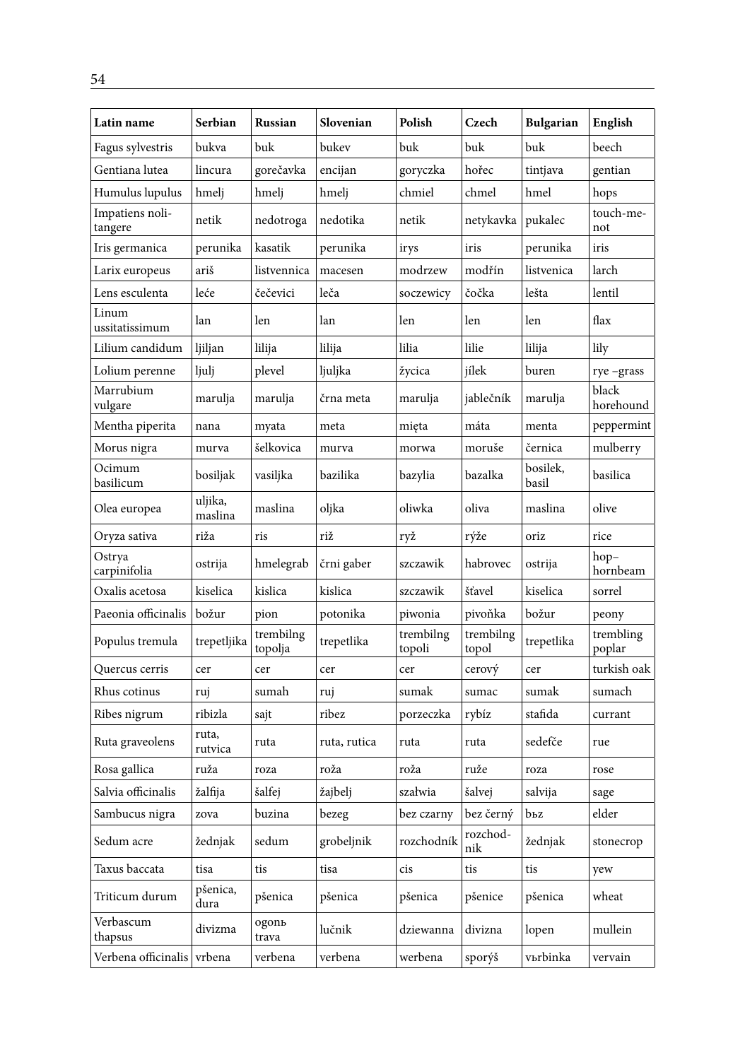| Latin name | Serbian | Russian | Slovenian | Polish | Czech | Bulgarian | English |
|---|---|---|---|---|---|---|---|
| Fagus sylvestris | bukva | buk | bukev | buk | buk | buk | beech |
| Gentiana lutea | lincura | gorečavka | encijan | goryczka | hořec | tintjava | gentian |
| Humulus lupulus | hmelj | hmelj | hmelj | chmiel | chmel | hmel | hops |
| Impatiens noli-tangere | netik | nedotroga | nedotika | netik | netykavka | pukalec | touch-me-not |
| Iris germanica | perunika | kasatik | perunika | irys | iris | perunika | iris |
| Larix europeus | ariš | listvennica | macesen | modrzew | modřín | listvenica | larch |
| Lens esculenta | leće | čečevici | leča | soczewicy | čočka | lešta | lentil |
| Linum ussitatissimum | lan | len | lan | len | len | len | flax |
| Lilium candidum | ljiljan | lilija | lilija | lilia | lilie | lilija | lily |
| Lolium perenne | ljulj | plevel | ljuljka | życica | jílek | buren | rye –grass |
| Marrubium vulgare | marulja | marulja | črna meta | marulja | jablečník | marulja | black horehound |
| Mentha piperita | nana | myata | meta | mięta | máta | menta | peppermint |
| Morus nigra | murva | šelkovica | murva | morwa | moruše | černica | mulberry |
| Ocimum basilicum | bosiljak | vasiljka | bazilika | bazylia | bazalka | bosilek, basil | basilica |
| Olea europea | uljika, maslina | maslina | oljka | oliwka | oliva | maslina | olive |
| Oryza sativa | riža | ris | riž | ryż | rýže | oriz | rice |
| Ostrya carpinifolia | ostrija | hmelegrab | črni gaber | szczawik | habrovec | ostrija | hop–hornbeam |
| Oxalis acetosa | kiselica | kislica | kislica | szczawik | šťavel | kiselica | sorrel |
| Paeonia officinalis | božur | pion | potonika | piwonia | pivoňka | božur | peony |
| Populus tremula | trepetljika | trembilng topolja | trepetlika | trembilng topoli | trembilng topol | trepetlika | trembling poplar |
| Quercus cerris | cer | cer | cer | cer | cerový | cer | turkish oak |
| Rhus cotinus | ruj | sumah | ruj | sumak | sumac | sumak | sumach |
| Ribes nigrum | ribizla | sajt | ribez | porzeczka | rybíz | stafida | currant |
| Ruta graveolens | ruta, rutvica | ruta | ruta, rutica | ruta | ruta | sedefče | rue |
| Rosa gallica | ruža | roza | roža | roża | ruže | roza | rose |
| Salvia officinalis | žalfija | šalfej | žajbelj | szałwia | šalvej | salvija | sage |
| Sambucus nigra | zova | buzina | bezeg | bez czarny | bez černý | bъz | elder |
| Sedum acre | žednjak | sedum | grobeljnik | rozchodník | rozchodnik | žednjak | stonecrop |
| Taxus baccata | tisa | tis | tisa | cis | tis | tis | yew |
| Triticum durum | pšenica, dura | pšenica | pšenica | pšenica | pšenice | pšenica | wheat |
| Verbascum thapsus | divizma | ogonь trava | lučnik | dziewanna | divizna | lopen | mullein |
| Verbena officinalis | vrbena | verbena | verbena | werbena | sporýš | vъrbinka | vervain |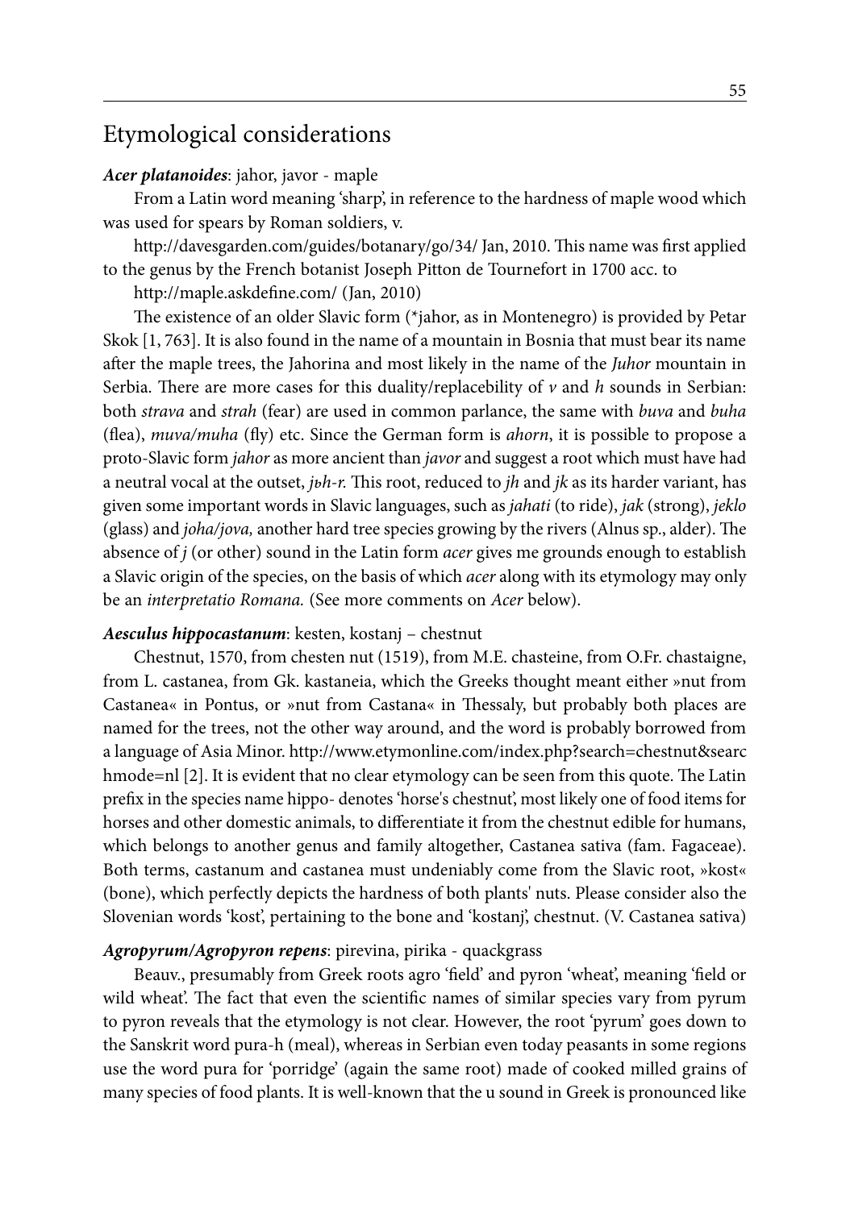## Etymological considerations

***Acer platanoides***: jahor, javor - maple

From a Latin word meaning 'sharp', in reference to the hardness of maple wood which was used for spears by Roman soldiers, v.

http://davesgarden.com/guides/botanary/go/34/ Jan, 2010. This name was first applied to the genus by the French botanist Joseph Pitton de Tournefort in 1700 acc. to

http://maple.askdefine.com/ (Jan, 2010)

The existence of an older Slavic form (*jahor, as in Montenegro) is provided by Petar Skok [1, 763]. It is also found in the name of a mountain in Bosnia that must bear its name after the maple trees, the Jahorina and most likely in the name of the *Juhor* mountain in Serbia. There are more cases for this duality/replacebility of *v* and *h* sounds in Serbian: both *strava* and *strah* (fear) are used in common parlance, the same with *buva* and *buha* (flea), *muva/muha* (fly) etc. Since the German form is *ahorn*, it is possible to propose a proto-Slavic form *jahor* as more ancient than *javor* and suggest a root which must have had a neutral vocal at the outset, *jьh-r.* This root, reduced to *jh* and *jk* as its harder variant, has given some important words in Slavic languages, such as *jahati* (to ride), *jak* (strong), *jeklo* (glass) and *joha/jova,* another hard tree species growing by the rivers (Alnus sp., alder). The absence of *j* (or other) sound in the Latin form *acer* gives me grounds enough to establish a Slavic origin of the species, on the basis of which *acer* along with its etymology may only be an *interpretatio Romana.* (See more comments on *Acer* below).

***Aesculus hippocastanum***: kesten, kostanj – chestnut

Chestnut, 1570, from chesten nut (1519), from M.E. chasteine, from O.Fr. chastaigne, from L. castanea, from Gk. kastaneia, which the Greeks thought meant either »nut from Castanea« in Pontus, or »nut from Castana« in Thessaly, but probably both places are named for the trees, not the other way around, and the word is probably borrowed from a language of Asia Minor. http://www.etymonline.com/index.php?search=chestnut&searchmode=nl [2]. It is evident that no clear etymology can be seen from this quote. The Latin prefix in the species name hippo- denotes 'horse's chestnut', most likely one of food items for horses and other domestic animals, to differentiate it from the chestnut edible for humans, which belongs to another genus and family altogether, Castanea sativa (fam. Fagaceae). Both terms, castanum and castanea must undeniably come from the Slavic root, »kost« (bone), which perfectly depicts the hardness of both plants' nuts. Please consider also the Slovenian words 'kost', pertaining to the bone and 'kostanj', chestnut. (V. Castanea sativa)

***Agropyrum/Agropyron repens***: pirevina, pirika - quackgrass

Beauv., presumably from Greek roots agro 'field' and pyron 'wheat', meaning 'field or wild wheat'. The fact that even the scientific names of similar species vary from pyrum to pyron reveals that the etymology is not clear. However, the root 'pyrum' goes down to the Sanskrit word pura-h (meal), whereas in Serbian even today peasants in some regions use the word pura for 'porridge' (again the same root) made of cooked milled grains of many species of food plants. It is well-known that the u sound in Greek is pronounced like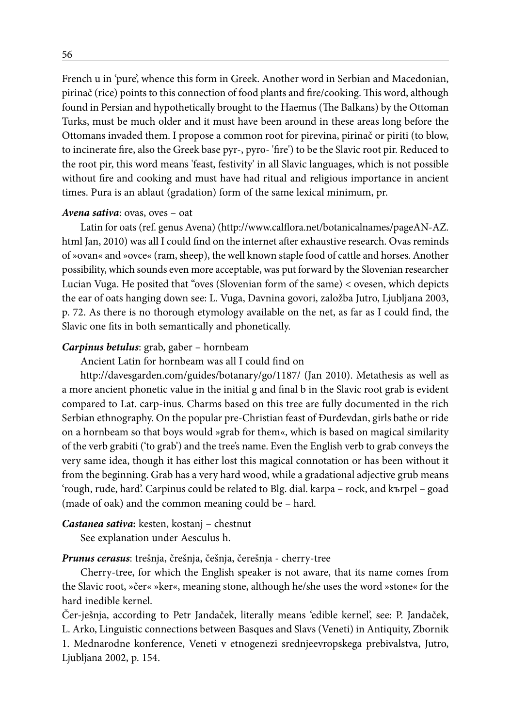French u in 'pure', whence this form in Greek. Another word in Serbian and Macedonian, pirinač (rice) points to this connection of food plants and fire/cooking. This word, although found in Persian and hypothetically brought to the Haemus (The Balkans) by the Ottoman Turks, must be much older and it must have been around in these areas long before the Ottomans invaded them. I propose a common root for pirevina, pirinač or piriti (to blow, to incinerate fire, also the Greek base pyr-, pyro- 'fire') to be the Slavic root pir. Reduced to the root pir, this word means 'feast, festivity' in all Slavic languages, which is not possible without fire and cooking and must have had ritual and religious importance in ancient times. Pura is an ablaut (gradation) form of the same lexical minimum, pr.

***Avena sativa***: ovas, oves – oat

Latin for oats (ref. genus Avena) (http://www.calflora.net/botanicalnames/pageAN-AZ.html Jan, 2010) was all I could find on the internet after exhaustive research. Ovas reminds of »ovan« and »ovce« (ram, sheep), the well known staple food of cattle and horses. Another possibility, which sounds even more acceptable, was put forward by the Slovenian researcher Lucian Vuga. He posited that "oves (Slovenian form of the same) < ovesen, which depicts the ear of oats hanging down see: L. Vuga, Davnina govori, založba Jutro, Ljubljana 2003, p. 72. As there is no thorough etymology available on the net, as far as I could find, the Slavic one fits in both semantically and phonetically.

***Carpinus betulus***: grab, gaber – hornbeam

Ancient Latin for hornbeam was all I could find on

http://davesgarden.com/guides/botanary/go/1187/ (Jan 2010). Metathesis as well as a more ancient phonetic value in the initial g and final b in the Slavic root grab is evident compared to Lat. carp-inus. Charms based on this tree are fully documented in the rich Serbian ethnography. On the popular pre-Christian feast of Đurđevdan, girls bathe or ride on a hornbeam so that boys would »grab for them«, which is based on magical similarity of the verb grabiti ('to grab') and the tree's name. Even the English verb to grab conveys the very same idea, though it has either lost this magical connotation or has been without it from the beginning. Grab has a very hard wood, while a gradational adjective grub means 'rough, rude, hard'. Carpinus could be related to Blg. dial. karpa – rock, and кърpel – goad (made of oak) and the common meaning could be – hard.

***Castanea sativa*****:** kesten, kostanj – chestnut

See explanation under Aesculus h.

***Prunus cerasus***: trešnja, črešnja, češnja, čerešnja - cherry-tree

Cherry-tree, for which the English speaker is not aware, that its name comes from the Slavic root, »čer« »ker«, meaning stone, although he/she uses the word »stone« for the hard inedible kernel.

Čer-ješnja, according to Petr Jandaček, literally means 'edible kernel', see: P. Jandaček, L. Arko, Linguistic connections between Basques and Slavs (Veneti) in Antiquity, Zbornik 1. Mednarodne konference, Veneti v etnogenezi srednjeevropskega prebivalstva, Jutro, Ljubljana 2002, p. 154.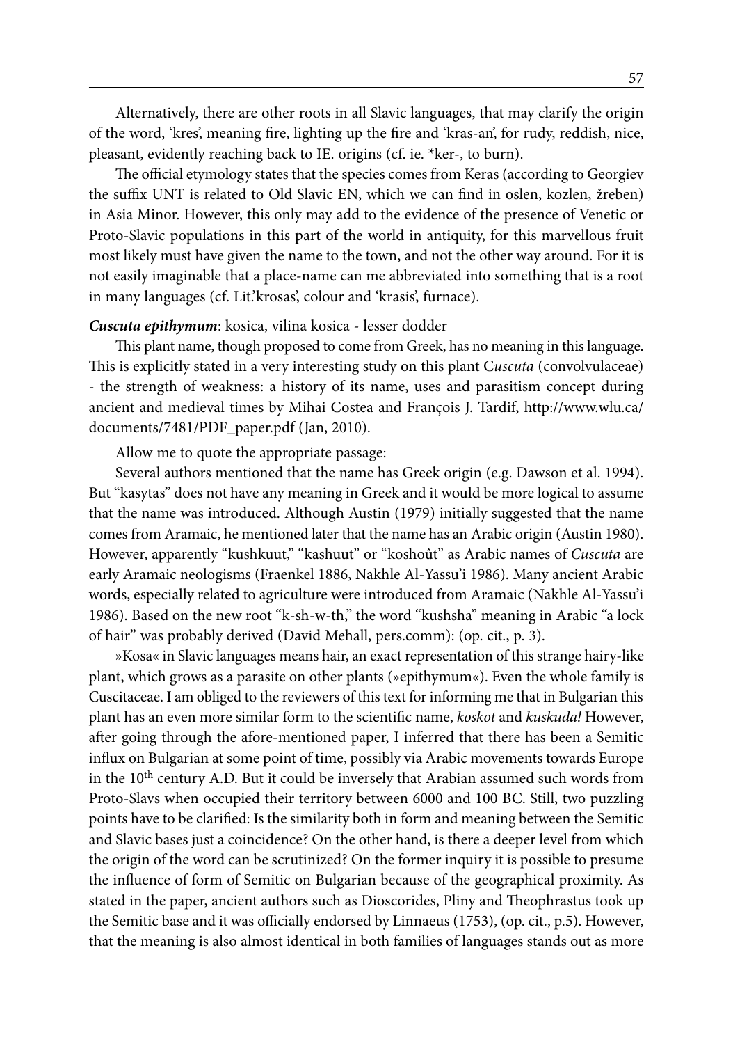Alternatively, there are other roots in all Slavic languages, that may clarify the origin of the word, 'kres', meaning fire, lighting up the fire and 'kras-an', for rudy, reddish, nice, pleasant, evidently reaching back to IE. origins (cf. ie. *ker-, to burn).

The official etymology states that the species comes from Keras (according to Georgiev the suffix UNT is related to Old Slavic EN, which we can find in oslen, kozlen, žreben) in Asia Minor. However, this only may add to the evidence of the presence of Venetic or Proto-Slavic populations in this part of the world in antiquity, for this marvellous fruit most likely must have given the name to the town, and not the other way around. For it is not easily imaginable that a place-name can me abbreviated into something that is a root in many languages (cf. Lit.'krosas', colour and 'krasis', furnace).

***Cuscuta epithymum***: kosica, vilina kosica - lesser dodder

This plant name, though proposed to come from Greek, has no meaning in this language. This is explicitly stated in a very interesting study on this plant C*uscuta* (convolvulaceae) - the strength of weakness: a history of its name, uses and parasitism concept during ancient and medieval times by Mihai Costea and François J. Tardif, http://www.wlu.ca/documents/7481/PDF_paper.pdf (Jan, 2010).

Allow me to quote the appropriate passage:

Several authors mentioned that the name has Greek origin (e.g. Dawson et al. 1994). But "kasytas" does not have any meaning in Greek and it would be more logical to assume that the name was introduced. Although Austin (1979) initially suggested that the name comes from Aramaic, he mentioned later that the name has an Arabic origin (Austin 1980). However, apparently "kushkuut," "kashuut" or "koshoût" as Arabic names of *Cuscuta* are early Aramaic neologisms (Fraenkel 1886, Nakhle Al-Yassu'i 1986). Many ancient Arabic words, especially related to agriculture were introduced from Aramaic (Nakhle Al-Yassu'i 1986). Based on the new root "k-sh-w-th," the word "kushsha" meaning in Arabic "a lock of hair" was probably derived (David Mehall, pers.comm): (op. cit., p. 3).

»Kosa« in Slavic languages means hair, an exact representation of this strange hairy-like plant, which grows as a parasite on other plants (»epithymum«). Even the whole family is Cuscitaceae. I am obliged to the reviewers of this text for informing me that in Bulgarian this plant has an even more similar form to the scientific name, *koskot* and *kuskuda!* However, after going through the afore-mentioned paper, I inferred that there has been a Semitic influx on Bulgarian at some point of time, possibly via Arabic movements towards Europe in the 10th century A.D. But it could be inversely that Arabian assumed such words from Proto-Slavs when occupied their territory between 6000 and 100 BC. Still, two puzzling points have to be clarified: Is the similarity both in form and meaning between the Semitic and Slavic bases just a coincidence? On the other hand, is there a deeper level from which the origin of the word can be scrutinized? On the former inquiry it is possible to presume the influence of form of Semitic on Bulgarian because of the geographical proximity. As stated in the paper, ancient authors such as Dioscorides, Pliny and Theophrastus took up the Semitic base and it was officially endorsed by Linnaeus (1753), (op. cit., p.5). However, that the meaning is also almost identical in both families of languages stands out as more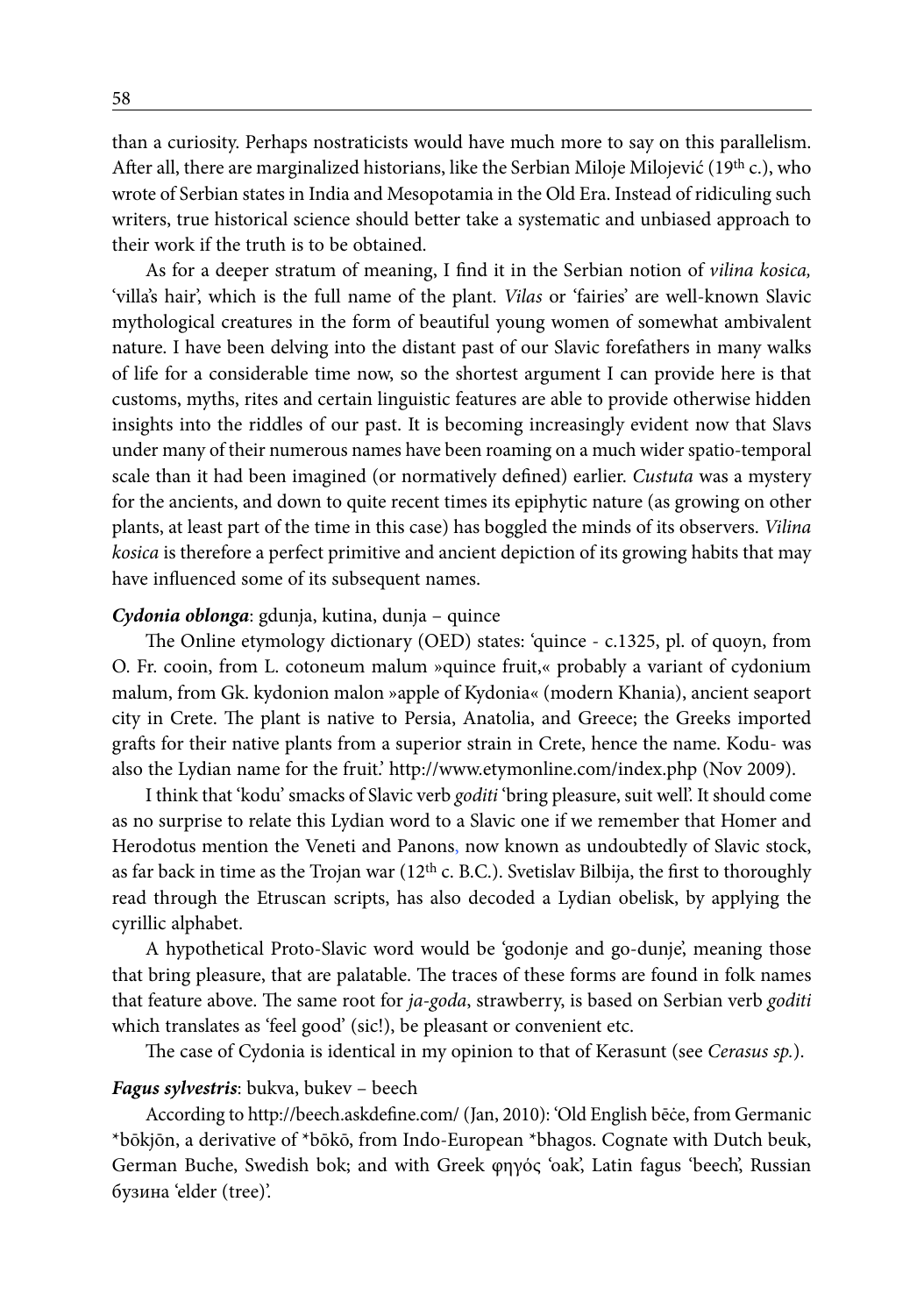than a curiosity. Perhaps nostraticists would have much more to say on this parallelism. After all, there are marginalized historians, like the Serbian Miloje Milojević (19th c.), who wrote of Serbian states in India and Mesopotamia in the Old Era. Instead of ridiculing such writers, true historical science should better take a systematic and unbiased approach to their work if the truth is to be obtained.

As for a deeper stratum of meaning, I find it in the Serbian notion of *vilina kosica,* 'villa's hair', which is the full name of the plant. *Vilas* or 'fairies' are well-known Slavic mythological creatures in the form of beautiful young women of somewhat ambivalent nature. I have been delving into the distant past of our Slavic forefathers in many walks of life for a considerable time now, so the shortest argument I can provide here is that customs, myths, rites and certain linguistic features are able to provide otherwise hidden insights into the riddles of our past. It is becoming increasingly evident now that Slavs under many of their numerous names have been roaming on a much wider spatio-temporal scale than it had been imagined (or normatively defined) earlier. *Custuta* was a mystery for the ancients, and down to quite recent times its epiphytic nature (as growing on other plants, at least part of the time in this case) has boggled the minds of its observers. *Vilina kosica* is therefore a perfect primitive and ancient depiction of its growing habits that may have influenced some of its subsequent names.

***Cydonia oblonga***: gdunja, kutina, dunja – quince

The Online etymology dictionary (OED) states: 'quince - c.1325, pl. of quoyn, from O. Fr. cooin, from L. cotoneum malum »quince fruit,« probably a variant of cydonium malum, from Gk. kydonion malon »apple of Kydonia« (modern Khania), ancient seaport city in Crete. The plant is native to Persia, Anatolia, and Greece; the Greeks imported grafts for their native plants from a superior strain in Crete, hence the name. Kodu- was also the Lydian name for the fruit.' http://www.etymonline.com/index.php (Nov 2009).

I think that 'kodu' smacks of Slavic verb *goditi* 'bring pleasure, suit well'. It should come as no surprise to relate this Lydian word to a Slavic one if we remember that Homer and Herodotus mention the Veneti and Panons, now known as undoubtedly of Slavic stock, as far back in time as the Trojan war (12th c. B.C.). Svetislav Bilbija, the first to thoroughly read through the Etruscan scripts, has also decoded a Lydian obelisk, by applying the cyrillic alphabet.

A hypothetical Proto-Slavic word would be 'godonje and go-dunje', meaning those that bring pleasure, that are palatable. The traces of these forms are found in folk names that feature above. The same root for *ja-goda*, strawberry, is based on Serbian verb *goditi* which translates as 'feel good' (sic!), be pleasant or convenient etc.

The case of Cydonia is identical in my opinion to that of Kerasunt (see *Cerasus sp.*).

***Fagus sylvestris***: bukva, bukev – beech

According to http://beech.askdefine.com/ (Jan, 2010): 'Old English bēċe, from Germanic \*bōkjōn, a derivative of \*bōkō, from Indo-European \*bhagos. Cognate with Dutch beuk, German Buche, Swedish bok; and with Greek φηγός 'oak', Latin fagus 'beech', Russian бузина 'elder (tree)'.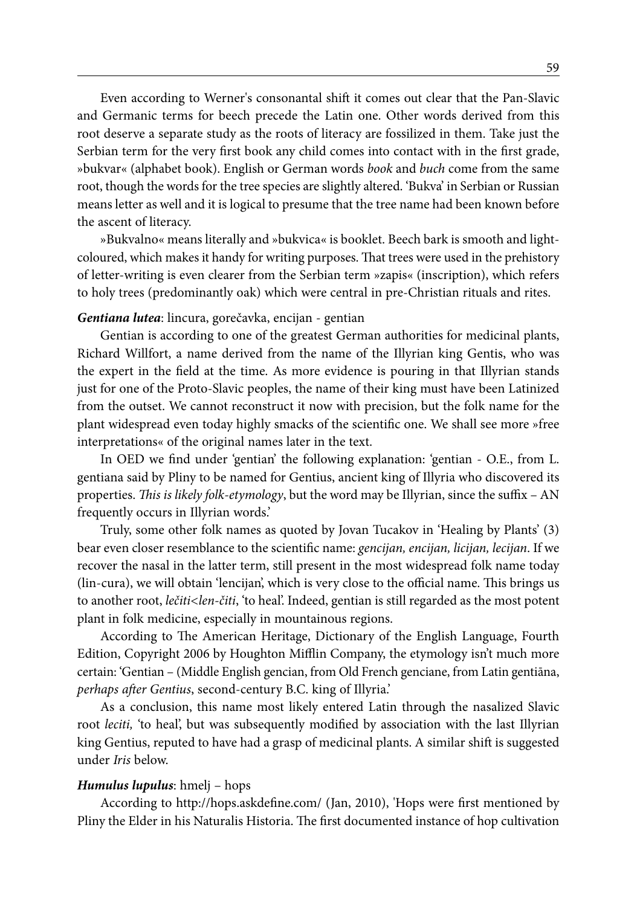Even according to Werner's consonantal shift it comes out clear that the Pan-Slavic and Germanic terms for beech precede the Latin one. Other words derived from this root deserve a separate study as the roots of literacy are fossilized in them. Take just the Serbian term for the very first book any child comes into contact with in the first grade, »bukvar« (alphabet book). English or German words *book* and *buch* come from the same root, though the words for the tree species are slightly altered. 'Bukva' in Serbian or Russian means letter as well and it is logical to presume that the tree name had been known before the ascent of literacy.

»Bukvalno« means literally and »bukvica« is booklet. Beech bark is smooth and light-coloured, which makes it handy for writing purposes. That trees were used in the prehistory of letter-writing is even clearer from the Serbian term »zapis« (inscription), which refers to holy trees (predominantly oak) which were central in pre-Christian rituals and rites.

***Gentiana lutea***: lincura, gorečavka, encijan - gentian

Gentian is according to one of the greatest German authorities for medicinal plants, Richard Willfort, a name derived from the name of the Illyrian king Gentis, who was the expert in the field at the time. As more evidence is pouring in that Illyrian stands just for one of the Proto-Slavic peoples, the name of their king must have been Latinized from the outset. We cannot reconstruct it now with precision, but the folk name for the plant widespread even today highly smacks of the scientific one. We shall see more »free interpretations« of the original names later in the text.

In OED we find under 'gentian' the following explanation: 'gentian - O.E., from L. gentiana said by Pliny to be named for Gentius, ancient king of Illyria who discovered its properties. *This is likely folk-etymology*, but the word may be Illyrian, since the suffix – AN frequently occurs in Illyrian words.'

Truly, some other folk names as quoted by Jovan Tucakov in 'Healing by Plants' (3) bear even closer resemblance to the scientific name: *gencijan, encijan, licijan, lecijan*. If we recover the nasal in the latter term, still present in the most widespread folk name today (lin-cura), we will obtain 'lencijan', which is very close to the official name. This brings us to another root, *lečiti<len-čiti*, 'to heal'. Indeed, gentian is still regarded as the most potent plant in folk medicine, especially in mountainous regions.

According to The American Heritage, Dictionary of the English Language, Fourth Edition, Copyright 2006 by Houghton Mifflin Company, the etymology isn't much more certain: 'Gentian – (Middle English gencian, from Old French genciane, from Latin gentiāna, *perhaps after Gentius*, second-century B.C. king of Illyria.'

As a conclusion, this name most likely entered Latin through the nasalized Slavic root *leciti,* 'to heal', but was subsequently modified by association with the last Illyrian king Gentius, reputed to have had a grasp of medicinal plants. A similar shift is suggested under *Iris* below.

***Humulus lupulus***: hmelj – hops

According to http://hops.askdefine.com/ (Jan, 2010), 'Hops were first mentioned by Pliny the Elder in his Naturalis Historia. The first documented instance of hop cultivation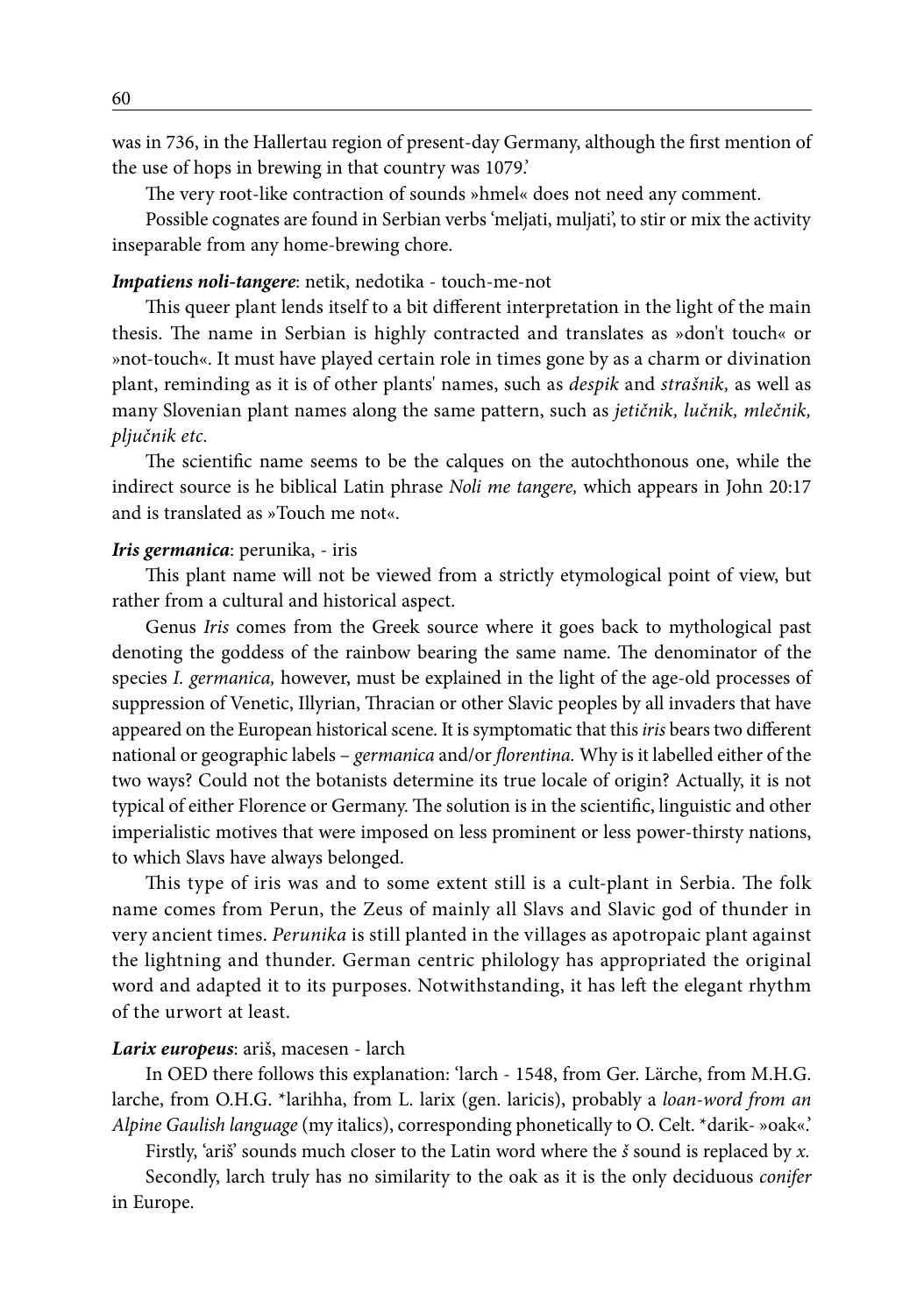was in 736, in the Hallertau region of present-day Germany, although the first mention of the use of hops in brewing in that country was 1079.'

The very root-like contraction of sounds »hmel« does not need any comment.

Possible cognates are found in Serbian verbs 'meljati, muljati', to stir or mix the activity inseparable from any home-brewing chore.

***Impatiens noli-tangere***: netik, nedotika - touch-me-not

This queer plant lends itself to a bit different interpretation in the light of the main thesis. The name in Serbian is highly contracted and translates as »don't touch« or »not-touch«. It must have played certain role in times gone by as a charm or divination plant, reminding as it is of other plants' names, such as *despik* and *strašnik,* as well as many Slovenian plant names along the same pattern, such as *jetičnik, lučnik, mlečnik, pljučnik etc.*

The scientific name seems to be the calques on the autochthonous one, while the indirect source is he biblical Latin phrase *Noli me tangere,* which appears in John 20:17 and is translated as »Touch me not«.

***Iris germanica***: perunika, - iris

This plant name will not be viewed from a strictly etymological point of view, but rather from a cultural and historical aspect.

Genus *Iris* comes from the Greek source where it goes back to mythological past denoting the goddess of the rainbow bearing the same name. The denominator of the species *I. germanica,* however, must be explained in the light of the age-old processes of suppression of Venetic, Illyrian, Thracian or other Slavic peoples by all invaders that have appeared on the European historical scene. It is symptomatic that this *iris* bears two different national or geographic labels – *germanica* and/or *florentina.* Why is it labelled either of the two ways? Could not the botanists determine its true locale of origin? Actually, it is not typical of either Florence or Germany. The solution is in the scientific, linguistic and other imperialistic motives that were imposed on less prominent or less power-thirsty nations, to which Slavs have always belonged.

This type of iris was and to some extent still is a cult-plant in Serbia. The folk name comes from Perun, the Zeus of mainly all Slavs and Slavic god of thunder in very ancient times. *Perunika* is still planted in the villages as apotropaic plant against the lightning and thunder. German centric philology has appropriated the original word and adapted it to its purposes. Notwithstanding, it has left the elegant rhythm of the urwort at least.

***Larix europeus***: ariš, macesen - larch

In OED there follows this explanation: 'larch - 1548, from Ger. Lärche, from M.H.G. larche, from O.H.G. *larihha, from L. larix (gen. laricis), probably a *loan-word from an Alpine Gaulish language* (my italics), corresponding phonetically to O. Celt. *darik- »oak«.'

Firstly, 'ariš' sounds much closer to the Latin word where the *š* sound is replaced by *x.*

Secondly, larch truly has no similarity to the oak as it is the only deciduous *conifer* in Europe.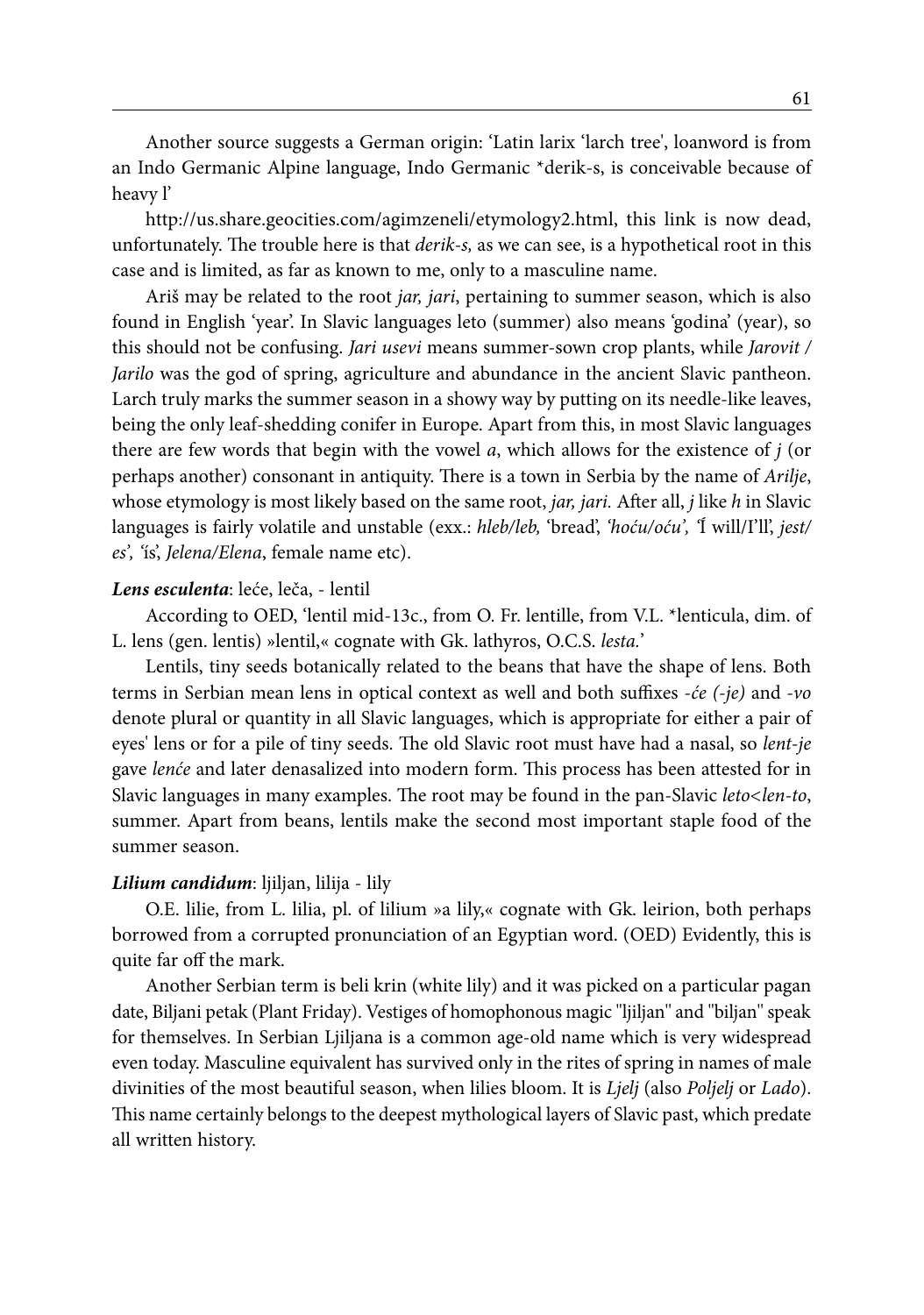Another source suggests a German origin: 'Latin larix 'larch tree', loanword is from an Indo Germanic Alpine language, Indo Germanic *derik-s, is conceivable because of heavy l'

http://us.share.geocities.com/agimzeneli/etymology2.html, this link is now dead, unfortunately. The trouble here is that *derik-s,* as we can see, is a hypothetical root in this case and is limited, as far as known to me, only to a masculine name.

Ariš may be related to the root *jar, jari*, pertaining to summer season, which is also found in English 'year'. In Slavic languages leto (summer) also means 'godina' (year), so this should not be confusing. *Jari usevi* means summer-sown crop plants, while *Jarovit / Jarilo* was the god of spring, agriculture and abundance in the ancient Slavic pantheon. Larch truly marks the summer season in a showy way by putting on its needle-like leaves, being the only leaf-shedding conifer in Europe. Apart from this, in most Slavic languages there are few words that begin with the vowel *a*, which allows for the existence of *j* (or perhaps another) consonant in antiquity. There is a town in Serbia by the name of *Arilje*, whose etymology is most likely based on the same root, *jar, jari.* After all, *j* like *h* in Slavic languages is fairly volatile and unstable (exx.: *hleb/leb,* 'bread', *'hoću/oću',* 'I will/I'll', *jest/es',* 'is', *Jelena/Elena*, female name etc).

***Lens esculenta***: leće, leča, - lentil

According to OED, 'lentil mid-13c., from O. Fr. lentille, from V.L. *lenticula, dim. of L. lens (gen. lentis) »lentil,« cognate with Gk. lathyros, O.C.S. *lesta.*'

Lentils, tiny seeds botanically related to the beans that have the shape of lens. Both terms in Serbian mean lens in optical context as well and both suffixes *-će (-je)* and *-vo* denote plural or quantity in all Slavic languages, which is appropriate for either a pair of eyes' lens or for a pile of tiny seeds. The old Slavic root must have had a nasal, so *lent-je* gave *lenće* and later denasalized into modern form. This process has been attested for in Slavic languages in many examples. The root may be found in the pan-Slavic *leto<len-to*, summer. Apart from beans, lentils make the second most important staple food of the summer season.

***Lilium candidum***: ljiljan, lilija - lily

O.E. lilie, from L. lilia, pl. of lilium »a lily,« cognate with Gk. leirion, both perhaps borrowed from a corrupted pronunciation of an Egyptian word. (OED) Evidently, this is quite far off the mark.

Another Serbian term is beli krin (white lily) and it was picked on a particular pagan date, Biljani petak (Plant Friday). Vestiges of homophonous magic "ljiljan" and "biljan" speak for themselves. In Serbian Ljiljana is a common age-old name which is very widespread even today. Masculine equivalent has survived only in the rites of spring in names of male divinities of the most beautiful season, when lilies bloom. It is *Ljelj* (also *Poljelj* or *Lado*). This name certainly belongs to the deepest mythological layers of Slavic past, which predate all written history.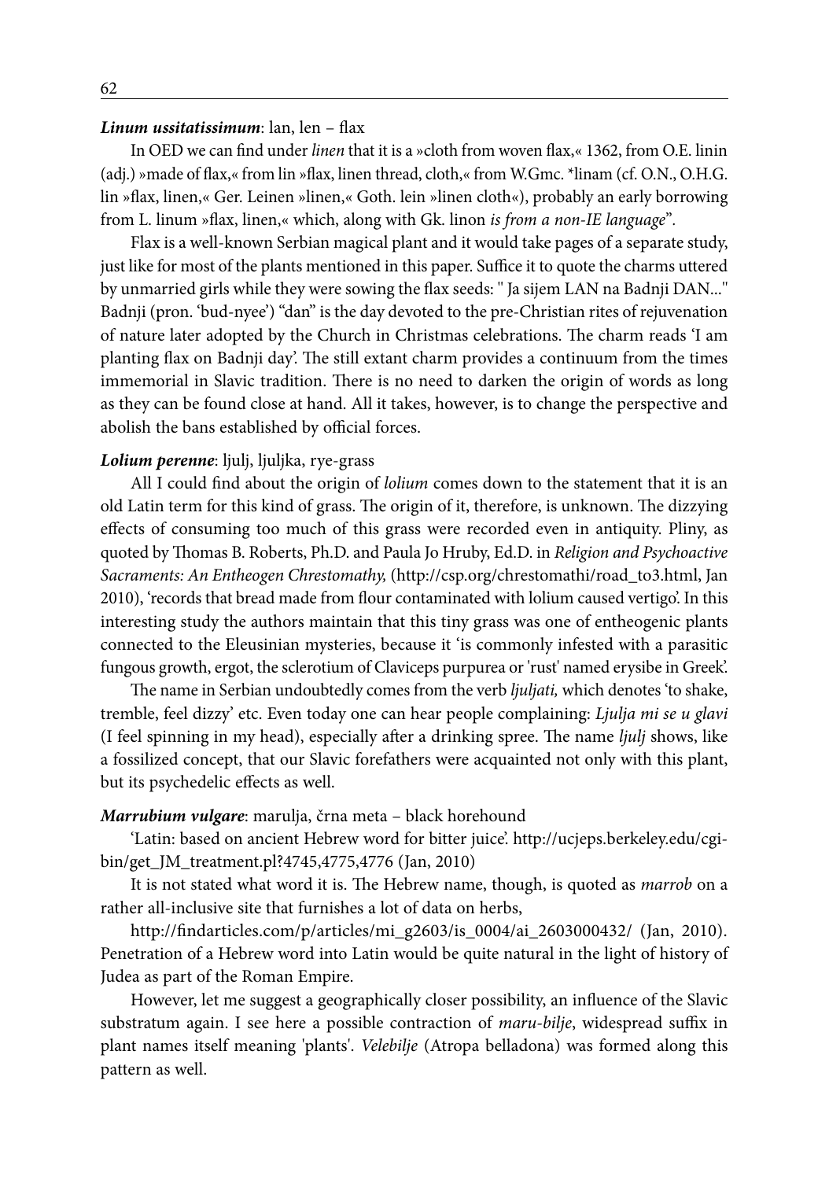***Linum ussitatissimum***: lan, len – flax

In OED we can find under *linen* that it is a »cloth from woven flax,« 1362, from O.E. linin (adj.) »made of flax,« from lin »flax, linen thread, cloth,« from W.Gmc. *linam (cf. O.N., O.H.G. lin »flax, linen,« Ger. Leinen »linen,« Goth. lein »linen cloth«), probably an early borrowing from L. linum »flax, linen,« which, along with Gk. linon *is from a non-IE language*".

Flax is a well-known Serbian magical plant and it would take pages of a separate study, just like for most of the plants mentioned in this paper. Suffice it to quote the charms uttered by unmarried girls while they were sowing the flax seeds: " Ja sijem LAN na Badnji DAN..." Badnji (pron. 'bud-nyee') "dan" is the day devoted to the pre-Christian rites of rejuvenation of nature later adopted by the Church in Christmas celebrations. The charm reads 'I am planting flax on Badnji day'. The still extant charm provides a continuum from the times immemorial in Slavic tradition. There is no need to darken the origin of words as long as they can be found close at hand. All it takes, however, is to change the perspective and abolish the bans established by official forces.

***Lolium perenne***: ljulj, ljuljka, rye-grass

All I could find about the origin of *lolium* comes down to the statement that it is an old Latin term for this kind of grass. The origin of it, therefore, is unknown. The dizzying effects of consuming too much of this grass were recorded even in antiquity. Pliny, as quoted by Thomas B. Roberts, Ph.D. and Paula Jo Hruby, Ed.D. in *Religion and Psychoactive Sacraments: An Entheogen Chrestomathy,* (http://csp.org/chrestomathi/road_to3.html, Jan 2010), 'records that bread made from flour contaminated with lolium caused vertigo'. In this interesting study the authors maintain that this tiny grass was one of entheogenic plants connected to the Eleusinian mysteries, because it 'is commonly infested with a parasitic fungous growth, ergot, the sclerotium of Claviceps purpurea or 'rust' named erysibe in Greek'.

The name in Serbian undoubtedly comes from the verb *ljuljati,* which denotes 'to shake, tremble, feel dizzy' etc. Even today one can hear people complaining: *Ljulja mi se u glavi* (I feel spinning in my head), especially after a drinking spree. The name *ljulj* shows, like a fossilized concept, that our Slavic forefathers were acquainted not only with this plant, but its psychedelic effects as well.

***Marrubium vulgare***: marulja, črna meta – black horehound

'Latin: based on ancient Hebrew word for bitter juice'. http://ucjeps.berkeley.edu/cgi-bin/get_JM_treatment.pl?4745,4775,4776 (Jan, 2010)

It is not stated what word it is. The Hebrew name, though, is quoted as *marrob* on a rather all-inclusive site that furnishes a lot of data on herbs,

http://findarticles.com/p/articles/mi_g2603/is_0004/ai_2603000432/ (Jan, 2010). Penetration of a Hebrew word into Latin would be quite natural in the light of history of Judea as part of the Roman Empire.

However, let me suggest a geographically closer possibility, an influence of the Slavic substratum again. I see here a possible contraction of *maru-bilje*, widespread suffix in plant names itself meaning 'plants'. *Velebilje* (Atropa belladona) was formed along this pattern as well.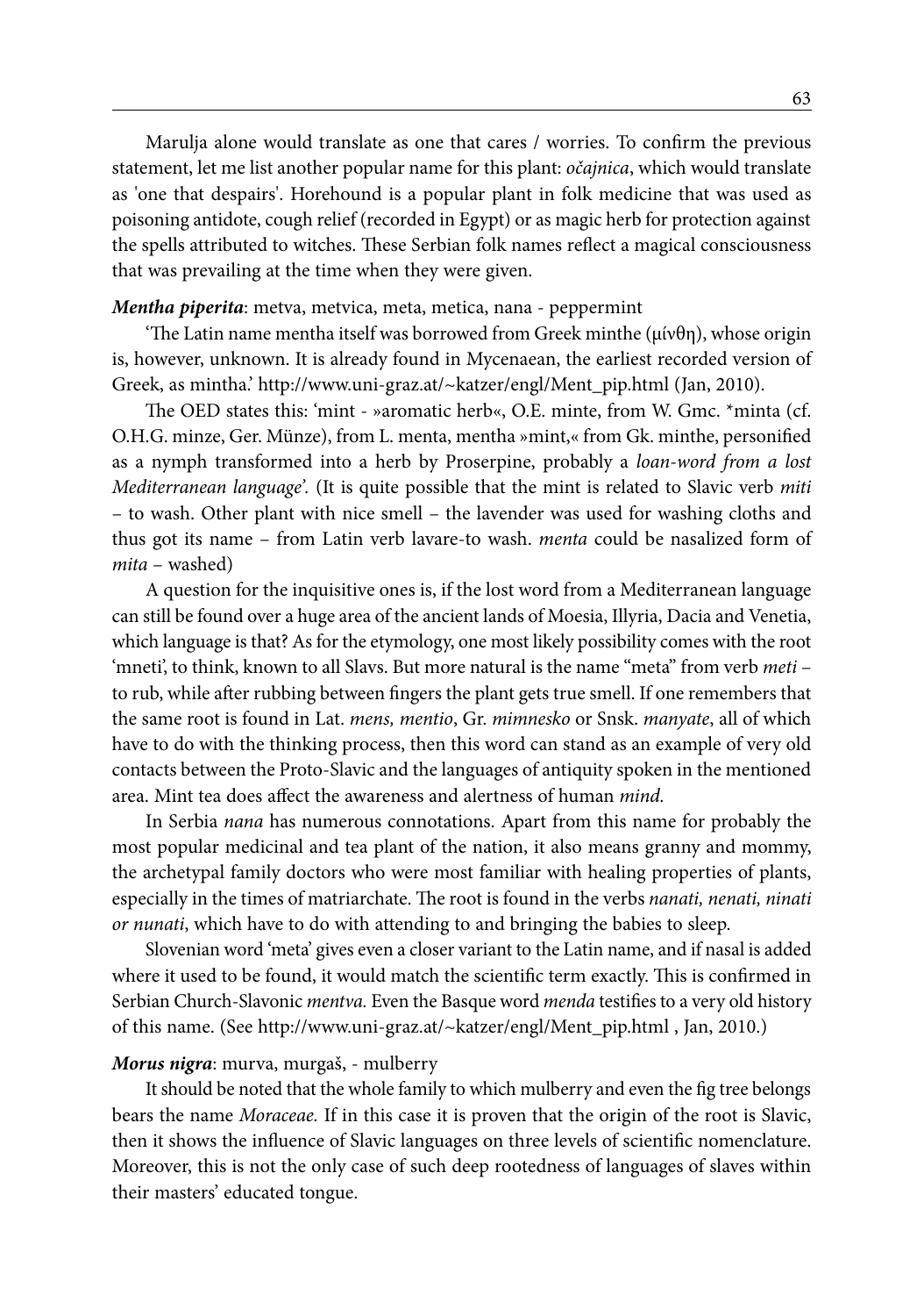Marulja alone would translate as one that cares / worries. To confirm the previous statement, let me list another popular name for this plant: *očajnica*, which would translate as 'one that despairs'. Horehound is a popular plant in folk medicine that was used as poisoning antidote, cough relief (recorded in Egypt) or as magic herb for protection against the spells attributed to witches. These Serbian folk names reflect a magical consciousness that was prevailing at the time when they were given.

***Mentha piperita***: metva, metvica, meta, metica, nana - peppermint

'The Latin name mentha itself was borrowed from Greek minthe (μίνθη), whose origin is, however, unknown. It is already found in Mycenaean, the earliest recorded version of Greek, as mintha.' http://www.uni-graz.at/~katzer/engl/Ment_pip.html (Jan, 2010).

The OED states this: 'mint - »aromatic herb«, O.E. minte, from W. Gmc. *minta (cf. O.H.G. minze, Ger. Münze), from L. menta, mentha »mint,« from Gk. minthe, personified as a nymph transformed into a herb by Proserpine, probably a *loan-word from a lost Mediterranean language'.* (It is quite possible that the mint is related to Slavic verb *miti* – to wash. Other plant with nice smell – the lavender was used for washing cloths and thus got its name – from Latin verb lavare-to wash. *menta* could be nasalized form of *mita* – washed)

A question for the inquisitive ones is, if the lost word from a Mediterranean language can still be found over a huge area of the ancient lands of Moesia, Illyria, Dacia and Venetia, which language is that? As for the etymology, one most likely possibility comes with the root 'mneti', to think, known to all Slavs. But more natural is the name "meta" from verb *meti* – to rub, while after rubbing between fingers the plant gets true smell. If one remembers that the same root is found in Lat. *mens, mentio*, Gr. *mimnesko* or Snsk. *manyate*, all of which have to do with the thinking process, then this word can stand as an example of very old contacts between the Proto-Slavic and the languages of antiquity spoken in the mentioned area. Mint tea does affect the awareness and alertness of human *mind.*

In Serbia *nana* has numerous connotations. Apart from this name for probably the most popular medicinal and tea plant of the nation, it also means granny and mommy, the archetypal family doctors who were most familiar with healing properties of plants, especially in the times of matriarchate. The root is found in the verbs *nanati, nenati, ninati or nunati*, which have to do with attending to and bringing the babies to sleep.

Slovenian word 'meta' gives even a closer variant to the Latin name, and if nasal is added where it used to be found, it would match the scientific term exactly. This is confirmed in Serbian Church-Slavonic *mentva.* Even the Basque word *menda* testifies to a very old history of this name. (See http://www.uni-graz.at/~katzer/engl/Ment_pip.html , Jan, 2010.)

***Morus nigra***: murva, murgaš, - mulberry

It should be noted that the whole family to which mulberry and even the fig tree belongs bears the name *Moraceae.* If in this case it is proven that the origin of the root is Slavic, then it shows the influence of Slavic languages on three levels of scientific nomenclature. Moreover, this is not the only case of such deep rootedness of languages of slaves within their masters' educated tongue.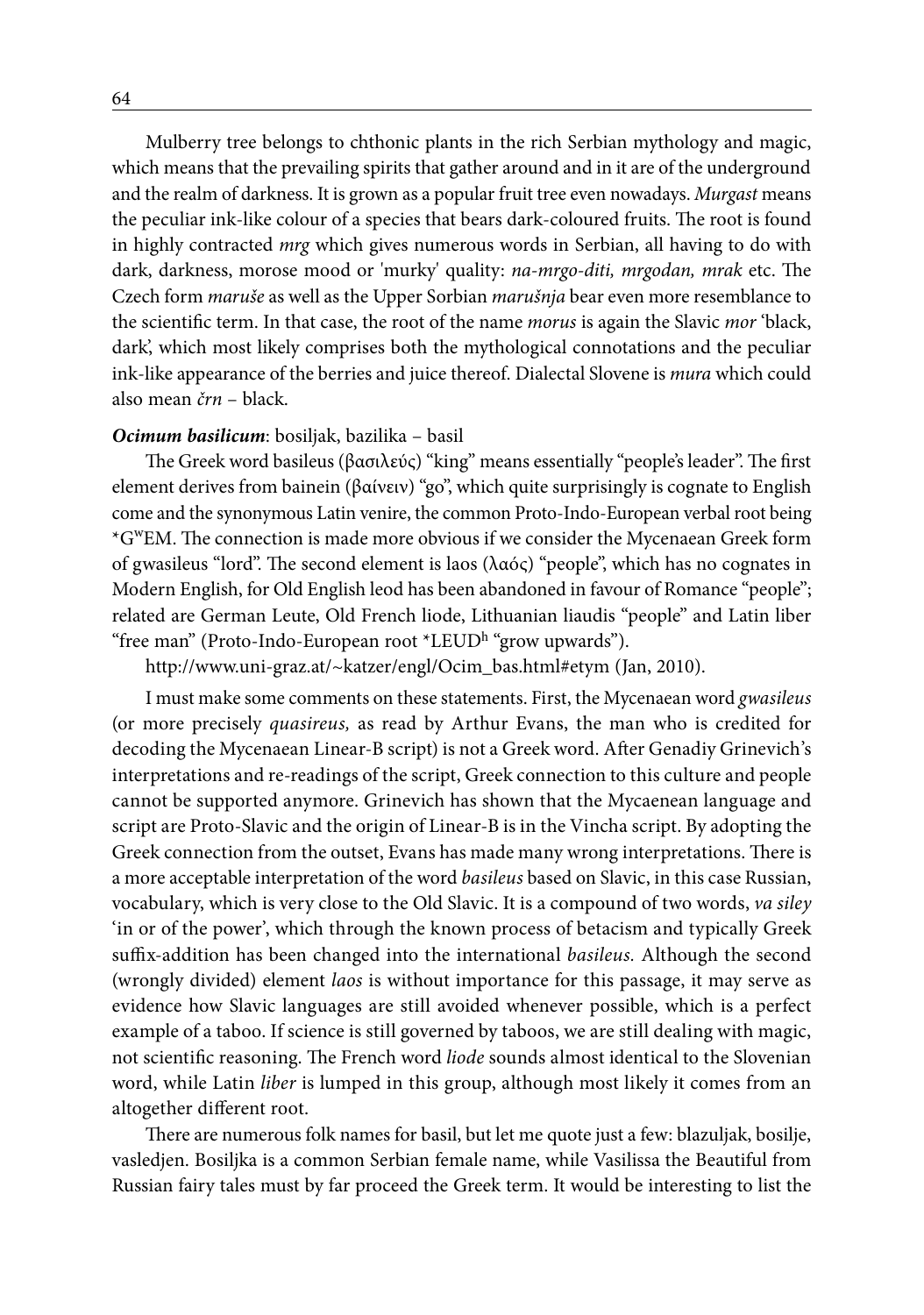Mulberry tree belongs to chthonic plants in the rich Serbian mythology and magic, which means that the prevailing spirits that gather around and in it are of the underground and the realm of darkness. It is grown as a popular fruit tree even nowadays. *Murgast* means the peculiar ink-like colour of a species that bears dark-coloured fruits. The root is found in highly contracted *mrg* which gives numerous words in Serbian, all having to do with dark, darkness, morose mood or 'murky' quality: *na-mrgo-diti, mrgodan, mrak* etc. The Czech form *maruše* as well as the Upper Sorbian *marušnja* bear even more resemblance to the scientific term. In that case, the root of the name *morus* is again the Slavic *mor* 'black, dark', which most likely comprises both the mythological connotations and the peculiar ink-like appearance of the berries and juice thereof. Dialectal Slovene is *mura* which could also mean *črn* – black.

***Ocimum basilicum***: bosiljak, bazilika – basil

The Greek word basileus (βασιλεύς) "king" means essentially "people's leader". The first element derives from bainein (βαίνειν) "go", which quite surprisingly is cognate to English come and the synonymous Latin venire, the common Proto-Indo-European verbal root being *G$^{W}$EM. The connection is made more obvious if we consider the Mycenaean Greek form of gwasileus "lord". The second element is laos (λαός) "people", which has no cognates in Modern English, for Old English leod has been abandoned in favour of Romance "people"; related are German Leute, Old French liode, Lithuanian liaudis "people" and Latin liber "free man" (Proto-Indo-European root *LEUD$^{h}$ "grow upwards").

http://www.uni-graz.at/~katzer/engl/Ocim_bas.html#etym (Jan, 2010).

I must make some comments on these statements. First, the Mycenaean word *gwasileus* (or more precisely *quasireus,* as read by Arthur Evans, the man who is credited for decoding the Mycenaean Linear-B script) is not a Greek word. After Genadiy Grinevich's interpretations and re-readings of the script, Greek connection to this culture and people cannot be supported anymore. Grinevich has shown that the Mycaenean language and script are Proto-Slavic and the origin of Linear-B is in the Vincha script. By adopting the Greek connection from the outset, Evans has made many wrong interpretations. There is a more acceptable interpretation of the word *basileus* based on Slavic, in this case Russian, vocabulary, which is very close to the Old Slavic. It is a compound of two words, *va siley* 'in or of the power', which through the known process of betacism and typically Greek suffix-addition has been changed into the international *basileus.* Although the second (wrongly divided) element *laos* is without importance for this passage, it may serve as evidence how Slavic languages are still avoided whenever possible, which is a perfect example of a taboo. If science is still governed by taboos, we are still dealing with magic, not scientific reasoning. The French word *liode* sounds almost identical to the Slovenian word, while Latin *liber* is lumped in this group, although most likely it comes from an altogether different root.

There are numerous folk names for basil, but let me quote just a few: blazuljak, bosilje, vasledjen. Bosiljka is a common Serbian female name, while Vasilissa the Beautiful from Russian fairy tales must by far proceed the Greek term. It would be interesting to list the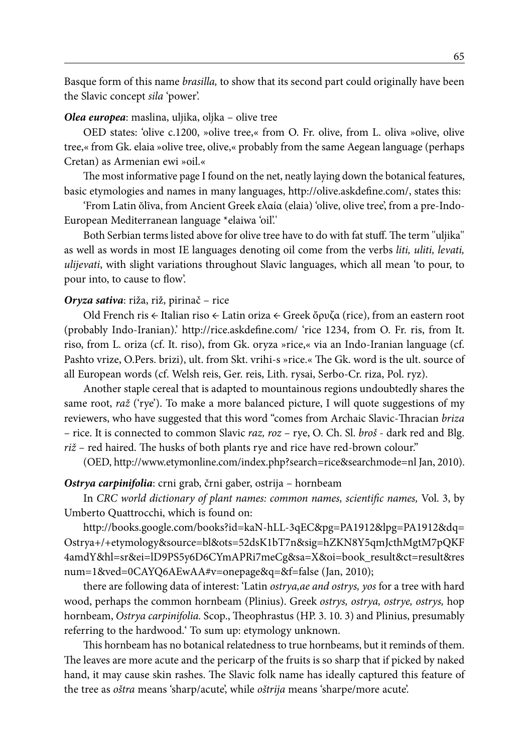Basque form of this name *brasilla,* to show that its second part could originally have been the Slavic concept *sila* 'power'.

***Olea europea***: maslina, uljika, oljka – olive tree

OED states: 'olive c.1200, »olive tree,« from O. Fr. olive, from L. oliva »olive, olive tree,« from Gk. elaia »olive tree, olive,« probably from the same Aegean language (perhaps Cretan) as Armenian ewi »oil.«

The most informative page I found on the net, neatly laying down the botanical features, basic etymologies and names in many languages, http://olive.askdefine.com/, states this:

'From Latin ŏlīva, from Ancient Greek ελαία (elaia) 'olive, olive tree', from a pre-Indo-European Mediterranean language *elaiwa 'oil'.'

Both Serbian terms listed above for olive tree have to do with fat stuff. The term "uljika" as well as words in most IE languages denoting oil come from the verbs *liti, uliti, levati, ulijevati*, with slight variations throughout Slavic languages, which all mean 'to pour, to pour into, to cause to flow'.

***Oryza sativa***: riža, riž, pirinač – rice

Old French ris ← Italian riso ← Latin oriza ← Greek ὄρυζα (rice), from an eastern root (probably Indo-Iranian).' http://rice.askdefine.com/ 'rice 1234, from O. Fr. ris, from It. riso, from L. oriza (cf. It. riso), from Gk. oryza »rice,« via an Indo-Iranian language (cf. Pashto vrize, O.Pers. brizi), ult. from Skt. vrihi-s »rice.« The Gk. word is the ult. source of all European words (cf. Welsh reis, Ger. reis, Lith. rysai, Serbo-Cr. riza, Pol. ryz).

Another staple cereal that is adapted to mountainous regions undoubtedly shares the same root, *raž* ('rye'). To make a more balanced picture, I will quote suggestions of my reviewers, who have suggested that this word "comes from Archaic Slavic-Thracian *briza* – rice. It is connected to common Slavic *raz, roz* – rye, O. Ch. Sl. *broš* - dark red and Blg. *riž* – red haired. The husks of both plants rye and rice have red-brown colour."

(OED, http://www.etymonline.com/index.php?search=rice&searchmode=nl Jan, 2010).

***Ostrya carpinifolia***: crni grab, črni gaber, ostrija – hornbeam

In *CRC world dictionary of plant names: common names, scientific names,* Vol. 3, by Umberto Quattrocchi, which is found on:

http://books.google.com/books?id=kaN-hLL-3qEC&pg=PA1912&lpg=PA1912&dq=Ostrya+/+etymology&source=bl&ots=52dsK1bT7n&sig=hZKN8Y5qmJcthMgtM7pQKF4amdY&hl=sr&ei=lD9PS5y6D6CYmAPRi7meCg&sa=X&oi=book_result&ct=result&resnum=1&ved=0CAYQ6AEwAA#v=onepage&q=&f=false (Jan, 2010);

there are following data of interest: 'Latin *ostrya,ae and ostrys, yos* for a tree with hard wood, perhaps the common hornbeam (Plinius). Greek *ostrys, ostrya, ostrye, ostrys,* hop hornbeam, *Ostrya carpinifolia.* Scop., Theophrastus (HP. 3. 10. 3) and Plinius, presumably referring to the hardwood.' To sum up: etymology unknown.

This hornbeam has no botanical relatedness to true hornbeams, but it reminds of them. The leaves are more acute and the pericarp of the fruits is so sharp that if picked by naked hand, it may cause skin rashes. The Slavic folk name has ideally captured this feature of the tree as *oštra* means 'sharp/acute', while *oštrija* means 'sharpe/more acute'.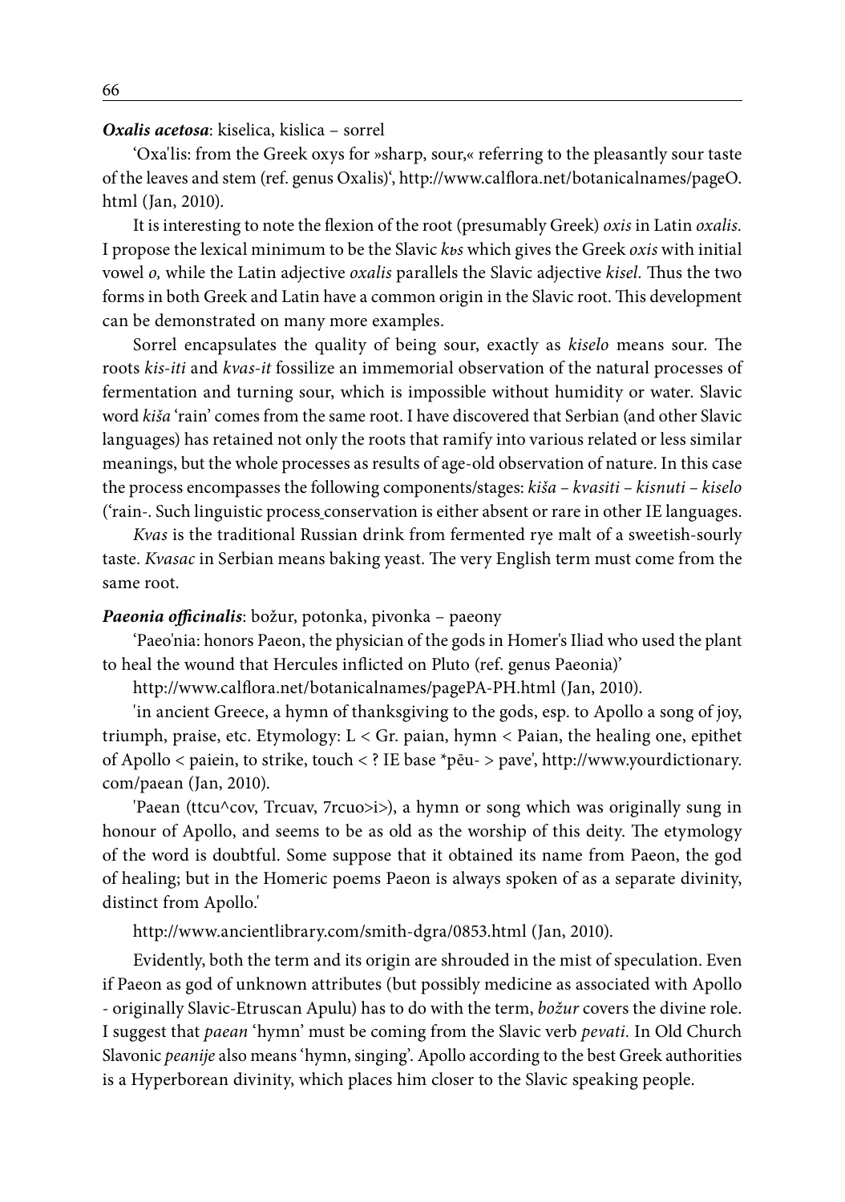***Oxalis acetosa***: kiselica, kislica – sorrel

'Oxa'lis: from the Greek oxys for »sharp, sour,« referring to the pleasantly sour taste of the leaves and stem (ref. genus Oxalis)', http://www.calflora.net/botanicalnames/pageO.html (Jan, 2010).

It is interesting to note the flexion of the root (presumably Greek) *oxis* in Latin *oxalis.* I propose the lexical minimum to be the Slavic *kъs* which gives the Greek *oxis* with initial vowel *o,* while the Latin adjective *oxalis* parallels the Slavic adjective *kisel.* Thus the two forms in both Greek and Latin have a common origin in the Slavic root. This development can be demonstrated on many more examples.

Sorrel encapsulates the quality of being sour, exactly as *kiselo* means sour. The roots *kis-iti* and *kvas-it* fossilize an immemorial observation of the natural processes of fermentation and turning sour, which is impossible without humidity or water. Slavic word *kiša* 'rain' comes from the same root. I have discovered that Serbian (and other Slavic languages) has retained not only the roots that ramify into various related or less similar meanings, but the whole processes as results of age-old observation of nature. In this case the process encompasses the following components/stages: *kiša – kvasiti – kisnuti – kiselo* ('rain-. Such linguistic process conservation is either absent or rare in other IE languages.

*Kvas* is the traditional Russian drink from fermented rye malt of a sweetish-sourly taste. *Kvasac* in Serbian means baking yeast. The very English term must come from the same root.

***Paeonia officinalis***: božur, potonka, pivonka – paeony

'Paeo'nia: honors Paeon, the physician of the gods in Homer's Iliad who used the plant to heal the wound that Hercules inflicted on Pluto (ref. genus Paeonia)'

http://www.calflora.net/botanicalnames/pagePA-PH.html (Jan, 2010).

'in ancient Greece, a hymn of thanksgiving to the gods, esp. to Apollo a song of joy, triumph, praise, etc. Etymology: L < Gr. paian, hymn < Paian, the healing one, epithet of Apollo < paiein, to strike, touch < ? IE base *pēu- > pave', http://www.yourdictionary.com/paean (Jan, 2010).

'Paean (ttcu^cov, Trcuav, 7rcuo>i>), a hymn or song which was originally sung in honour of Apollo, and seems to be as old as the worship of this deity. The etymology of the word is doubtful. Some suppose that it obtained its name from Paeon, the god of healing; but in the Homeric poems Paeon is always spoken of as a separate divinity, distinct from Apollo.'

http://www.ancientlibrary.com/smith-dgra/0853.html (Jan, 2010).

Evidently, both the term and its origin are shrouded in the mist of speculation. Even if Paeon as god of unknown attributes (but possibly medicine as associated with Apollo - originally Slavic-Etruscan Apulu) has to do with the term, *božur* covers the divine role. I suggest that *paean* 'hymn' must be coming from the Slavic verb *pevati.* In Old Church Slavonic *peanije* also means 'hymn, singing'. Apollo according to the best Greek authorities is a Hyperborean divinity, which places him closer to the Slavic speaking people.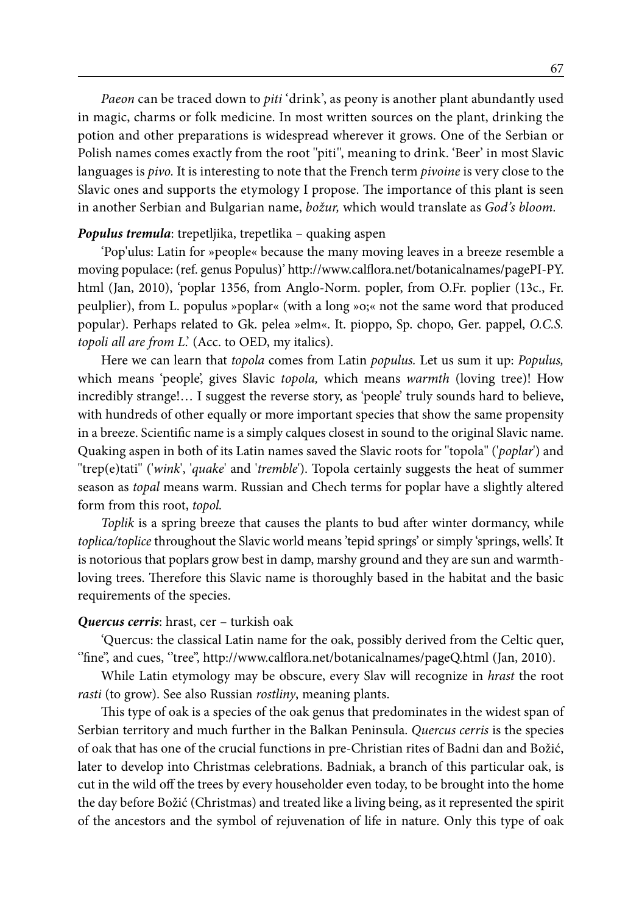*Paeon* can be traced down to *piti* 'drink', as peony is another plant abundantly used in magic, charms or folk medicine. In most written sources on the plant, drinking the potion and other preparations is widespread wherever it grows. One of the Serbian or Polish names comes exactly from the root "piti", meaning to drink. 'Beer' in most Slavic languages is *pivo.* It is interesting to note that the French term *pivoine* is very close to the Slavic ones and supports the etymology I propose. The importance of this plant is seen in another Serbian and Bulgarian name, *božur,* which would translate as *God's bloom.*

***Populus tremula***: trepetljika, trepetlika – quaking aspen

'Pop'ulus: Latin for »people« because the many moving leaves in a breeze resemble a moving populace: (ref. genus Populus)' http://www.calflora.net/botanicalnames/pagePI-PY.html (Jan, 2010), 'poplar 1356, from Anglo-Norm. popler, from O.Fr. poplier (13c., Fr. peulplier), from L. populus »poplar« (with a long »o;« not the same word that produced popular). Perhaps related to Gk. pelea »elm«. It. pioppo, Sp. chopo, Ger. pappel, *O.C.S. topoli all are from L.*' (Acc. to OED, my italics).

Here we can learn that *topola* comes from Latin *populus.* Let us sum it up: *Populus,* which means 'people', gives Slavic *topola,* which means *warmth* (loving tree)! How incredibly strange!… I suggest the reverse story, as 'people' truly sounds hard to believe, with hundreds of other equally or more important species that show the same propensity in a breeze. Scientific name is a simply calques closest in sound to the original Slavic name. Quaking aspen in both of its Latin names saved the Slavic roots for "topola" ('*poplar*') and "trep(e)tati" ('*wink*', '*quake*' and '*tremble*'). Topola certainly suggests the heat of summer season as *topal* means warm. Russian and Chech terms for poplar have a slightly altered form from this root, *topol.*

*Toplik* is a spring breeze that causes the plants to bud after winter dormancy, while *toplica/toplice* throughout the Slavic world means 'tepid springs' or simply 'springs, wells'. It is notorious that poplars grow best in damp, marshy ground and they are sun and warmth-loving trees. Therefore this Slavic name is thoroughly based in the habitat and the basic requirements of the species.

***Quercus cerris***: hrast, cer – turkish oak

'Quercus: the classical Latin name for the oak, possibly derived from the Celtic quer, ''fine", and cues, ''tree", http://www.calflora.net/botanicalnames/pageQ.html (Jan, 2010).

While Latin etymology may be obscure, every Slav will recognize in *hrast* the root *rasti* (to grow). See also Russian *rostliny*, meaning plants.

This type of oak is a species of the oak genus that predominates in the widest span of Serbian territory and much further in the Balkan Peninsula. *Quercus cerris* is the species of oak that has one of the crucial functions in pre-Christian rites of Badni dan and Božić, later to develop into Christmas celebrations. Badniak, a branch of this particular oak, is cut in the wild off the trees by every householder even today, to be brought into the home the day before Božić (Christmas) and treated like a living being, as it represented the spirit of the ancestors and the symbol of rejuvenation of life in nature. Only this type of oak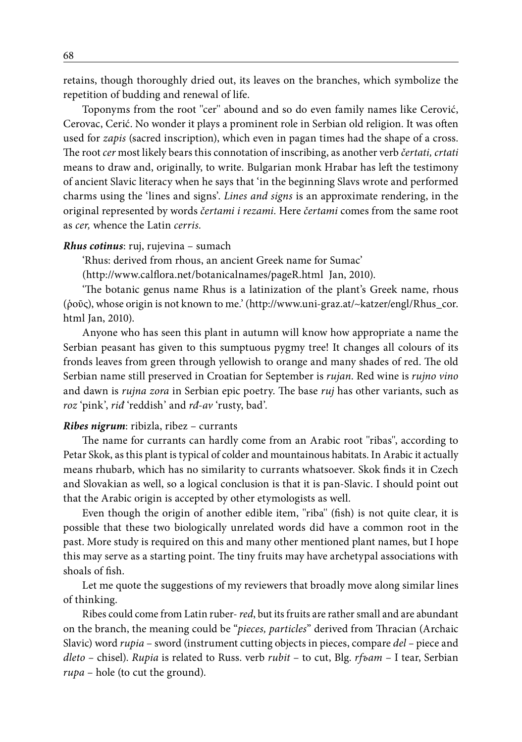retains, though thoroughly dried out, its leaves on the branches, which symbolize the repetition of budding and renewal of life.

Toponyms from the root ''cer'' abound and so do even family names like Cerović, Cerovac, Cerić. No wonder it plays a prominent role in Serbian old religion. It was often used for *zapis* (sacred inscription), which even in pagan times had the shape of a cross. The root *cer* most likely bears this connotation of inscribing, as another verb *čertati, crtati* means to draw and, originally, to write. Bulgarian monk Hrabar has left the testimony of ancient Slavic literacy when he says that 'in the beginning Slavs wrote and performed charms using the 'lines and signs'. *Lines and signs* is an approximate rendering, in the original represented by words *čertami i rezami*. Here *čertami* comes from the same root as *cer,* whence the Latin *cerris*.

***Rhus cotinus***: ruj, rujevina – sumach

'Rhus: derived from rhous, an ancient Greek name for Sumac'

(http://www.calflora.net/botanicalnames/pageR.html Jan, 2010).

'The botanic genus name Rhus is a latinization of the plant's Greek name, rhous (ῥοῦς), whose origin is not known to me.' (http://www.uni-graz.at/~katzer/engl/Rhus_cor.html Jan, 2010).

Anyone who has seen this plant in autumn will know how appropriate a name the Serbian peasant has given to this sumptuous pygmy tree! It changes all colours of its fronds leaves from green through yellowish to orange and many shades of red. The old Serbian name still preserved in Croatian for September is *rujan*. Red wine is *rujno vino* and dawn is *rujna zora* in Serbian epic poetry. The base *ruj* has other variants, such as *roz* 'pink', *riđ* 'reddish' and *rđ-av* 'rusty, bad'.

***Ribes nigrum***: ribizla, ribez – currants

The name for currants can hardly come from an Arabic root ''ribas'', according to Petar Skok, as this plant is typical of colder and mountainous habitats. In Arabic it actually means rhubarb, which has no similarity to currants whatsoever. Skok finds it in Czech and Slovakian as well, so a logical conclusion is that it is pan-Slavic. I should point out that the Arabic origin is accepted by other etymologists as well.

Even though the origin of another edible item, ''riba'' (fish) is not quite clear, it is possible that these two biologically unrelated words did have a common root in the past. More study is required on this and many other mentioned plant names, but I hope this may serve as a starting point. The tiny fruits may have archetypal associations with shoals of fish.

Let me quote the suggestions of my reviewers that broadly move along similar lines of thinking.

Ribes could come from Latin ruber- *red*, but its fruits are rather small and are abundant on the branch, the meaning could be "*pieces, particles*" derived from Thracian (Archaic Slavic) word *rupia* – sword (instrument cutting objects in pieces, compare *del* – piece and *dleto* – chisel). *Rupia* is related to Russ. verb *rubit* – to cut, Blg. *rъвam* – I tear, Serbian *rupa* – hole (to cut the ground).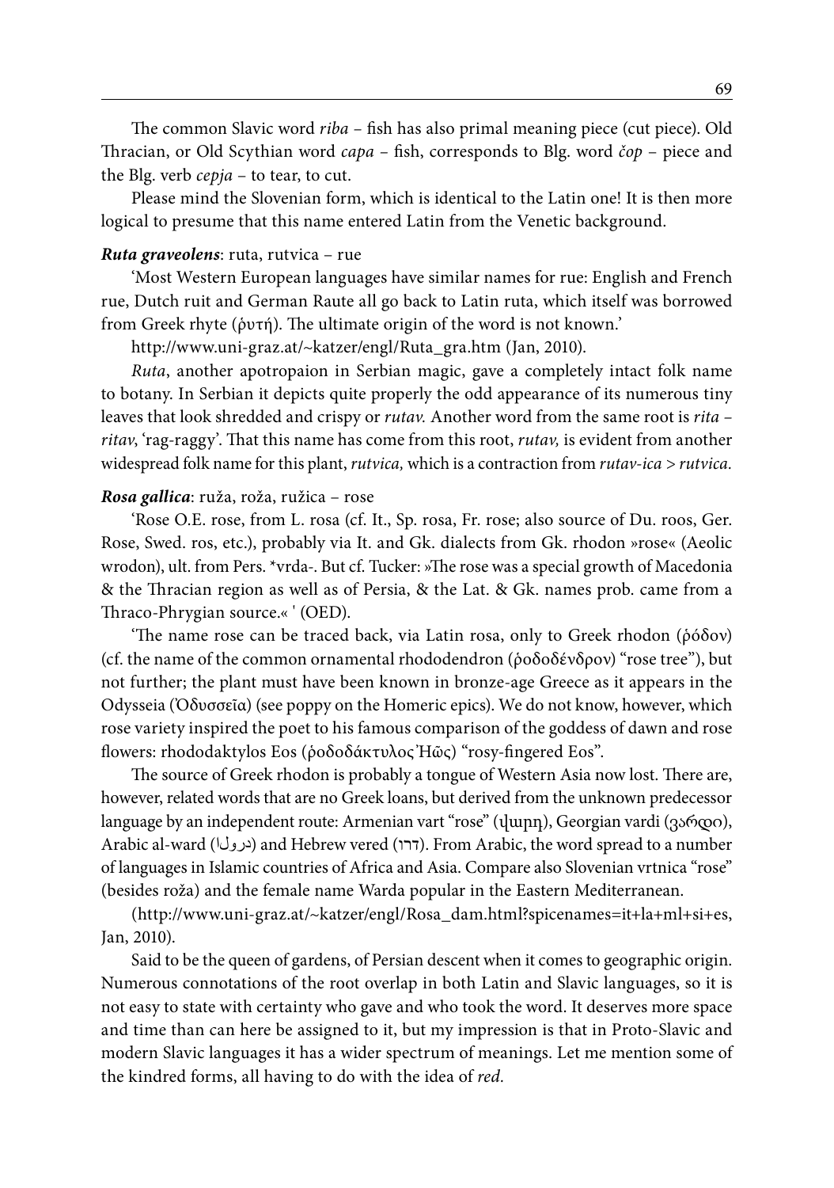The common Slavic word *riba* – fish has also primal meaning piece (cut piece). Old Thracian, or Old Scythian word *capa* – fish, corresponds to Blg. word *čop* – piece and the Blg. verb *cepja* – to tear, to cut.

Please mind the Slovenian form, which is identical to the Latin one! It is then more logical to presume that this name entered Latin from the Venetic background.

***Ruta graveolens***: ruta, rutvica – rue

'Most Western European languages have similar names for rue: English and French rue, Dutch ruit and German Raute all go back to Latin ruta, which itself was borrowed from Greek rhyte (ῥυτή). The ultimate origin of the word is not known.'

http://www.uni-graz.at/~katzer/engl/Ruta_gra.htm (Jan, 2010).

*Ruta*, another apotropaion in Serbian magic, gave a completely intact folk name to botany. In Serbian it depicts quite properly the odd appearance of its numerous tiny leaves that look shredded and crispy or *rutav.* Another word from the same root is *rita* – *ritav*, 'rag-raggy'. That this name has come from this root, *rutav,* is evident from another widespread folk name for this plant, *rutvica,* which is a contraction from *rutav-ica > rutvica.*

***Rosa gallica***: ruža, roža, ružica – rose

'Rose O.E. rose, from L. rosa (cf. It., Sp. rosa, Fr. rose; also source of Du. roos, Ger. Rose, Swed. ros, etc.), probably via It. and Gk. dialects from Gk. rhodon »rose« (Aeolic wrodon), ult. from Pers. *vrda-. But cf. Tucker: »The rose was a special growth of Macedonia & the Thracian region as well as of Persia, & the Lat. & Gk. names prob. came from a Thraco-Phrygian source.« ' (OED).

'The name rose can be traced back, via Latin rosa, only to Greek rhodon (ῥόδον) (cf. the name of the common ornamental rhododendron (ῥοδοδένδρον) "rose tree"), but not further; the plant must have been known in bronze-age Greece as it appears in the Odysseia (Ὀδυσσεῖα) (see poppy on the Homeric epics). We do not know, however, which rose variety inspired the poet to his famous comparison of the goddess of dawn and rose flowers: rhododaktylos Eos (ῥοδοδάκτυλος Ἠῶς) "rosy-fingered Eos".

The source of Greek rhodon is probably a tongue of Western Asia now lost. There are, however, related words that are no Greek loans, but derived from the unknown predecessor language by an independent route: Armenian vart "rose" (վարդ), Georgian vardi (ვარდი), Arabic al-ward (الورد) and Hebrew vered (ורד). From Arabic, the word spread to a number of languages in Islamic countries of Africa and Asia. Compare also Slovenian vrtnica "rose" (besides roža) and the female name Warda popular in the Eastern Mediterranean.

(http://www.uni-graz.at/~katzer/engl/Rosa_dam.html?spicenames=it+la+ml+si+es, Jan, 2010).

Said to be the queen of gardens, of Persian descent when it comes to geographic origin. Numerous connotations of the root overlap in both Latin and Slavic languages, so it is not easy to state with certainty who gave and who took the word. It deserves more space and time than can here be assigned to it, but my impression is that in Proto-Slavic and modern Slavic languages it has a wider spectrum of meanings. Let me mention some of the kindred forms, all having to do with the idea of *red.*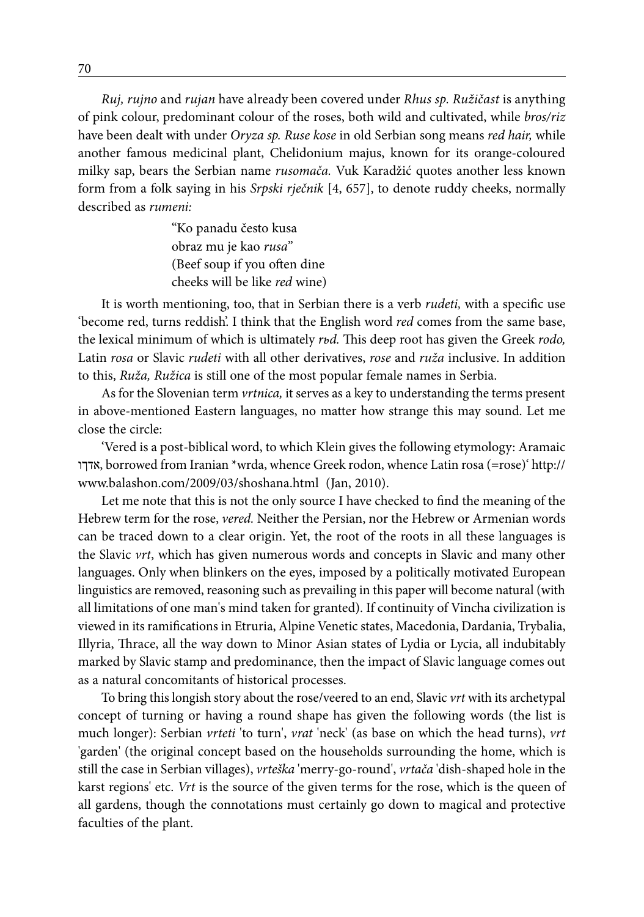*Ruj, rujno* and *rujan* have already been covered under *Rhus sp. Ružičast* is anything of pink colour, predominant colour of the roses, both wild and cultivated, while *bros/riz* have been dealt with under *Oryza sp. Ruse kose* in old Serbian song means *red hair,* while another famous medicinal plant, Chelidonium majus, known for its orange-coloured milky sap, bears the Serbian name *rusomača.* Vuk Karadžić quotes another less known form from a folk saying in his *Srpski rječnik* [4, 657], to denote ruddy cheeks, normally described as *rumeni:*

> "Ko panadu često kusa
> obraz mu je kao *rusa*"
> (Beef soup if you often dine
> cheeks will be like *red* wine)

It is worth mentioning, too, that in Serbian there is a verb *rudeti,* with a specific use 'become red, turns reddish'. I think that the English word *red* comes from the same base, the lexical minimum of which is ultimately *rъd.* This deep root has given the Greek *rodo,* Latin *rosa* or Slavic *rudeti* with all other derivatives, *rose* and *ruža* inclusive. In addition to this, *Ruža, Ružica* is still one of the most popular female names in Serbia.

As for the Slovenian term *vrtnica,* it serves as a key to understanding the terms present in above-mentioned Eastern languages, no matter how strange this may sound. Let me close the circle:

'Vered is a post-biblical word, to which Klein gives the following etymology: Aramaic אדדו, borrowed from Iranian *wrda, whence Greek rodon, whence Latin rosa (=rose)' http://www.balashon.com/2009/03/shoshana.html (Jan, 2010).

Let me note that this is not the only source I have checked to find the meaning of the Hebrew term for the rose, *vered.* Neither the Persian, nor the Hebrew or Armenian words can be traced down to a clear origin. Yet, the root of the roots in all these languages is the Slavic *vrt*, which has given numerous words and concepts in Slavic and many other languages. Only when blinkers on the eyes, imposed by a politically motivated European linguistics are removed, reasoning such as prevailing in this paper will become natural (with all limitations of one man's mind taken for granted). If continuity of Vincha civilization is viewed in its ramifications in Etruria, Alpine Venetic states, Macedonia, Dardania, Trybalia, Illyria, Thrace, all the way down to Minor Asian states of Lydia or Lycia, all indubitably marked by Slavic stamp and predominance, then the impact of Slavic language comes out as a natural concomitants of historical processes.

To bring this longish story about the rose/veered to an end, Slavic *vrt* with its archetypal concept of turning or having a round shape has given the following words (the list is much longer): Serbian *vrteti* 'to turn', *vrat* 'neck' (as base on which the head turns), *vrt* 'garden' (the original concept based on the households surrounding the home, which is still the case in Serbian villages), *vrteška* 'merry-go-round', *vrtača* 'dish-shaped hole in the karst regions' etc. *Vrt* is the source of the given terms for the rose, which is the queen of all gardens, though the connotations must certainly go down to magical and protective faculties of the plant.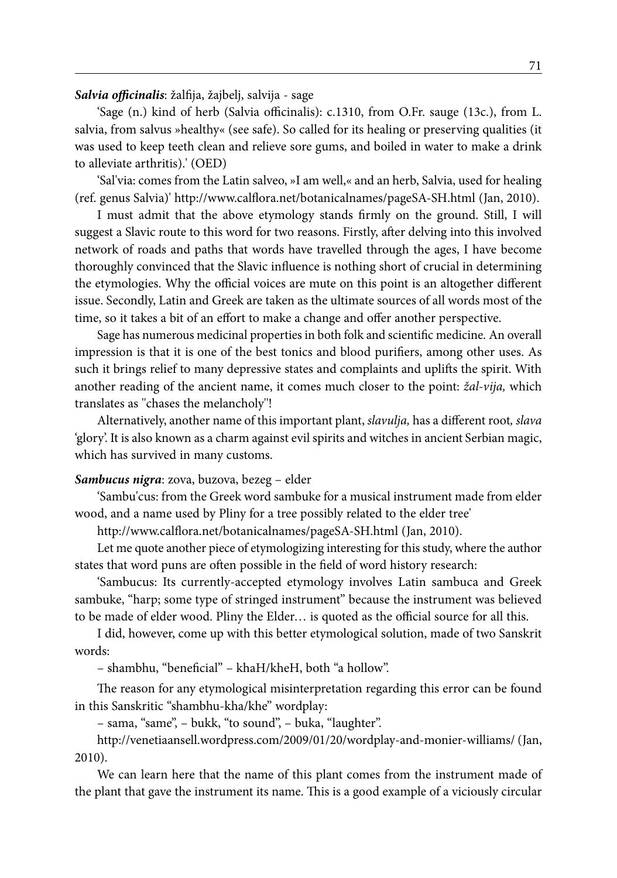***Salvia officinalis***: žalfija, žajbelj, salvija - sage

'Sage (n.) kind of herb (Salvia officinalis): c.1310, from O.Fr. sauge (13c.), from L. salvia, from salvus »healthy« (see safe). So called for its healing or preserving qualities (it was used to keep teeth clean and relieve sore gums, and boiled in water to make a drink to alleviate arthritis).' (OED)

'Sal'via: comes from the Latin salveo, »I am well,« and an herb, Salvia, used for healing (ref. genus Salvia)' http://www.calflora.net/botanicalnames/pageSA-SH.html (Jan, 2010).

I must admit that the above etymology stands firmly on the ground. Still, I will suggest a Slavic route to this word for two reasons. Firstly, after delving into this involved network of roads and paths that words have travelled through the ages, I have become thoroughly convinced that the Slavic influence is nothing short of crucial in determining the etymologies. Why the official voices are mute on this point is an altogether different issue. Secondly, Latin and Greek are taken as the ultimate sources of all words most of the time, so it takes a bit of an effort to make a change and offer another perspective.

Sage has numerous medicinal properties in both folk and scientific medicine. An overall impression is that it is one of the best tonics and blood purifiers, among other uses. As such it brings relief to many depressive states and complaints and uplifts the spirit. With another reading of the ancient name, it comes much closer to the point: *žal-vija,* which translates as "chases the melancholy"!

Alternatively, another name of this important plant, *slavulja,* has a different root*, slava* 'glory'. It is also known as a charm against evil spirits and witches in ancient Serbian magic, which has survived in many customs.

***Sambucus nigra***: zova, buzova, bezeg – elder

'Sambu'cus: from the Greek word sambuke for a musical instrument made from elder wood, and a name used by Pliny for a tree possibly related to the elder tree'

http://www.calflora.net/botanicalnames/pageSA-SH.html (Jan, 2010).

Let me quote another piece of etymologizing interesting for this study, where the author states that word puns are often possible in the field of word history research:

'Sambucus: Its currently-accepted etymology involves Latin sambuca and Greek sambuke, "harp; some type of stringed instrument" because the instrument was believed to be made of elder wood. Pliny the Elder… is quoted as the official source for all this.

I did, however, come up with this better etymological solution, made of two Sanskrit words:

– shambhu, "beneficial" – khaH/kheH, both "a hollow".

The reason for any etymological misinterpretation regarding this error can be found in this Sanskritic "shambhu-kha/khe" wordplay:

– sama, "same", – bukk, "to sound", – buka, "laughter".

http://venetiaansell.wordpress.com/2009/01/20/wordplay-and-monier-williams/ (Jan, 2010).

We can learn here that the name of this plant comes from the instrument made of the plant that gave the instrument its name. This is a good example of a viciously circular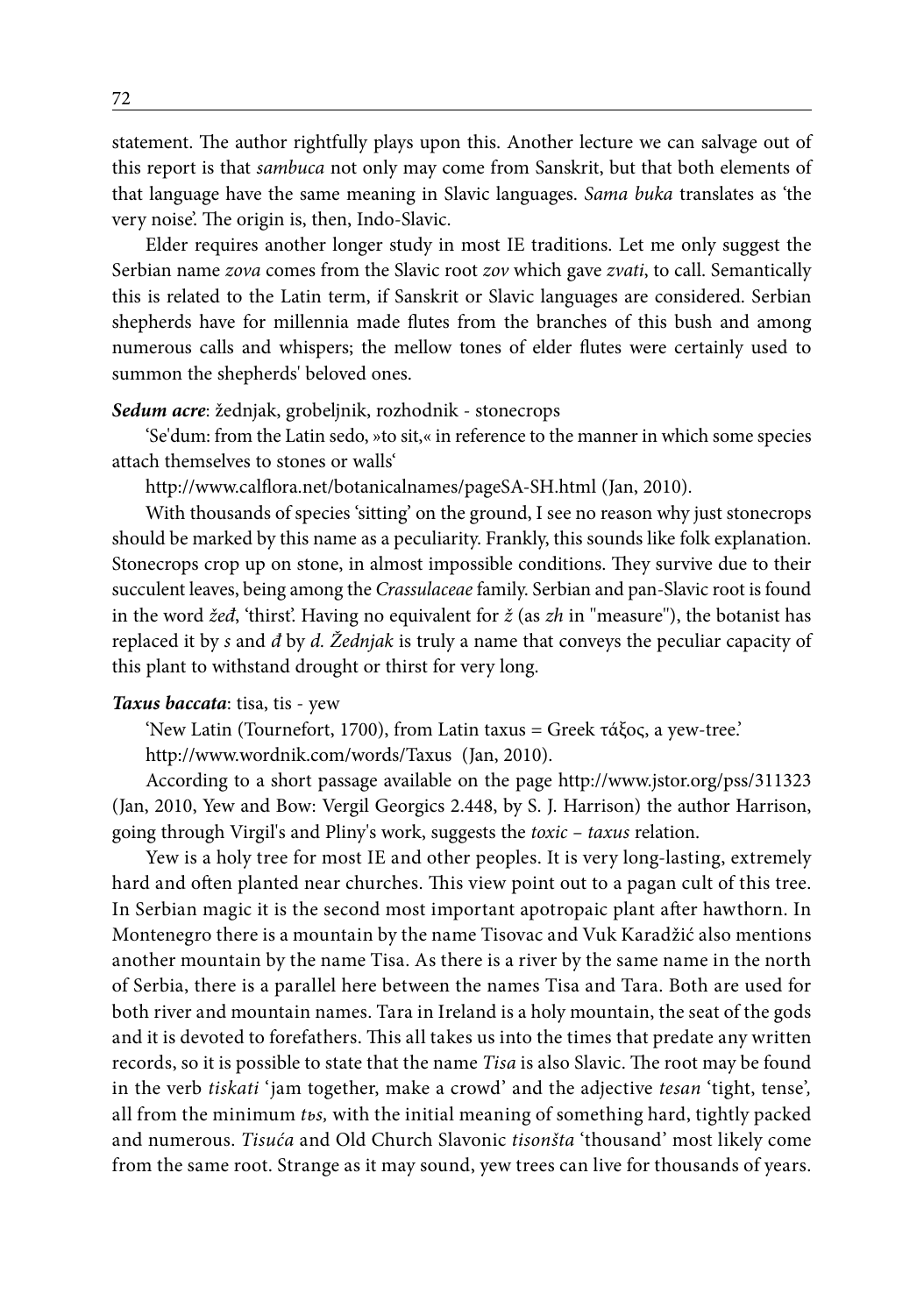statement. The author rightfully plays upon this. Another lecture we can salvage out of this report is that *sambuca* not only may come from Sanskrit, but that both elements of that language have the same meaning in Slavic languages. *Sama buka* translates as 'the very noise'. The origin is, then, Indo-Slavic.

Elder requires another longer study in most IE traditions. Let me only suggest the Serbian name *zova* comes from the Slavic root *zov* which gave *zvati*, to call. Semantically this is related to the Latin term, if Sanskrit or Slavic languages are considered. Serbian shepherds have for millennia made flutes from the branches of this bush and among numerous calls and whispers; the mellow tones of elder flutes were certainly used to summon the shepherds' beloved ones.

***Sedum acre***: žednjak, grobeljnik, rozhodnik - stonecrops

'Se'dum: from the Latin sedo, »to sit,« in reference to the manner in which some species attach themselves to stones or walls'

http://www.calflora.net/botanicalnames/pageSA-SH.html (Jan, 2010).

With thousands of species 'sitting' on the ground, I see no reason why just stonecrops should be marked by this name as a peculiarity. Frankly, this sounds like folk explanation. Stonecrops crop up on stone, in almost impossible conditions. They survive due to their succulent leaves, being among the *Crassulaceae* family. Serbian and pan-Slavic root is found in the word *žeđ*, 'thirst'. Having no equivalent for *ž* (as *zh* in "measure"), the botanist has replaced it by *s* and *đ* by *d*. *Žednjak* is truly a name that conveys the peculiar capacity of this plant to withstand drought or thirst for very long.

***Taxus baccata***: tisa, tis - yew

'New Latin (Tournefort, 1700), from Latin taxus = Greek τάξος, a yew-tree.'

http://www.wordnik.com/words/Taxus (Jan, 2010).

According to a short passage available on the page http://www.jstor.org/pss/311323 (Jan, 2010, Yew and Bow: Vergil Georgics 2.448, by S. J. Harrison) the author Harrison, going through Virgil's and Pliny's work, suggests the *toxic – taxus* relation.

Yew is a holy tree for most IE and other peoples. It is very long-lasting, extremely hard and often planted near churches. This view point out to a pagan cult of this tree. In Serbian magic it is the second most important apotropaic plant after hawthorn. In Montenegro there is a mountain by the name Tisovac and Vuk Karadžić also mentions another mountain by the name Tisa. As there is a river by the same name in the north of Serbia, there is a parallel here between the names Tisa and Tara. Both are used for both river and mountain names. Tara in Ireland is a holy mountain, the seat of the gods and it is devoted to forefathers. This all takes us into the times that predate any written records, so it is possible to state that the name *Tisa* is also Slavic. The root may be found in the verb *tiskati* 'jam together, make a crowd' and the adjective *tesan* 'tight, tense', all from the minimum *tьs,* with the initial meaning of something hard, tightly packed and numerous. *Tisuća* and Old Church Slavonic *tisonšta* 'thousand' most likely come from the same root. Strange as it may sound, yew trees can live for thousands of years.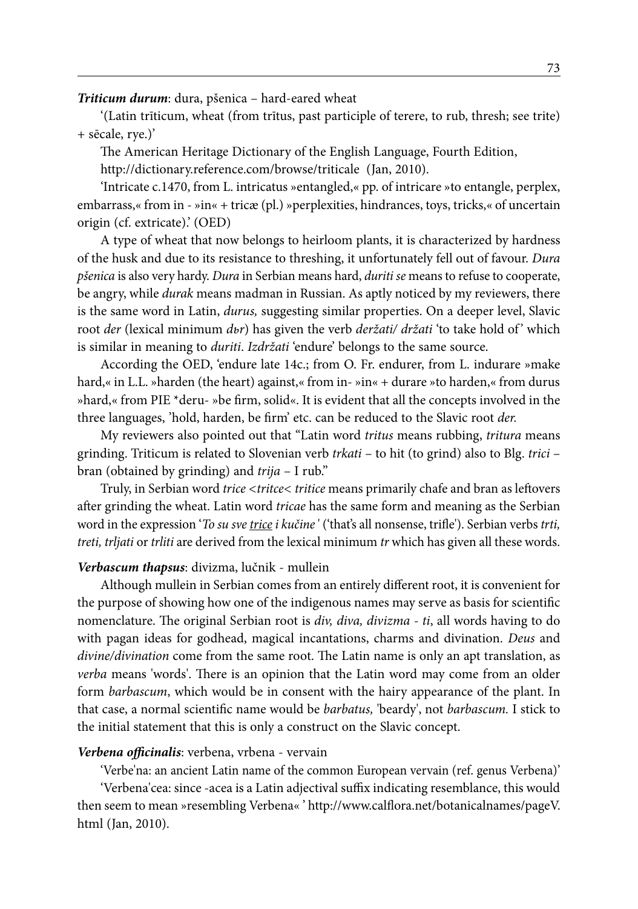***Triticum durum***: dura, pšenica – hard-eared wheat

'(Latin trīticum, wheat (from trītus, past participle of terere, to rub, thresh; see trite) + sēcale, rye.)'

The American Heritage Dictionary of the English Language, Fourth Edition, http://dictionary.reference.com/browse/triticale (Jan, 2010).

'Intricate c.1470, from L. intricatus »entangled,« pp. of intricare »to entangle, perplex, embarrass,« from in - »in« + tricæ (pl.) »perplexities, hindrances, toys, tricks,« of uncertain origin (cf. extricate).' (OED)

A type of wheat that now belongs to heirloom plants, it is characterized by hardness of the husk and due to its resistance to threshing, it unfortunately fell out of favour. *Dura pšenica* is also very hardy. *Dura* in Serbian means hard, *duriti se* means to refuse to cooperate, be angry, while *durak* means madman in Russian. As aptly noticed by my reviewers, there is the same word in Latin, *durus,* suggesting similar properties. On a deeper level, Slavic root *der* (lexical minimum *dьr*) has given the verb *deržati/ držati* 'to take hold of' which is similar in meaning to *duriti*. *Izdržati* 'endure' belongs to the same source.

According the OED, 'endure late 14c.; from O. Fr. endurer, from L. indurare »make hard,« in L.L. »harden (the heart) against,« from in- »in« + durare »to harden,« from durus »hard,« from PIE *deru- »be firm, solid«. It is evident that all the concepts involved in the three languages, 'hold, harden, be firm' etc. can be reduced to the Slavic root *der.*

My reviewers also pointed out that "Latin word *tritus* means rubbing, *tritura* means grinding. Triticum is related to Slovenian verb *trkati* – to hit (to grind) also to Blg. *trici* – bran (obtained by grinding) and *trija* – I rub."

Truly, in Serbian word *trice <tritce< tritice* means primarily chafe and bran as leftovers after grinding the wheat. Latin word *tricae* has the same form and meaning as the Serbian word in the expression '*To su sve <u>trice</u> i kučine* ' ('that's all nonsense, trifle'). Serbian verbs *trti, treti, trljati* or *trliti* are derived from the lexical minimum *tr* which has given all these words.

***Verbascum thapsus***: divizma, lučnik - mullein

Although mullein in Serbian comes from an entirely different root, it is convenient for the purpose of showing how one of the indigenous names may serve as basis for scientific nomenclature. The original Serbian root is *div, diva, divizma - ti*, all words having to do with pagan ideas for godhead, magical incantations, charms and divination. *Deus* and *divine/divination* come from the same root. The Latin name is only an apt translation, as *verba* means 'words'. There is an opinion that the Latin word may come from an older form *barbascum*, which would be in consent with the hairy appearance of the plant. In that case, a normal scientific name would be *barbatus,* 'beardy', not *barbascum.* I stick to the initial statement that this is only a construct on the Slavic concept.

***Verbena officinalis***: verbena, vrbena - vervain

'Verbe'na: an ancient Latin name of the common European vervain (ref. genus Verbena)'

'Verbena'cea: since -acea is a Latin adjectival suffix indicating resemblance, this would then seem to mean »resembling Verbena« ' http://www.calflora.net/botanicalnames/pageV.html (Jan, 2010).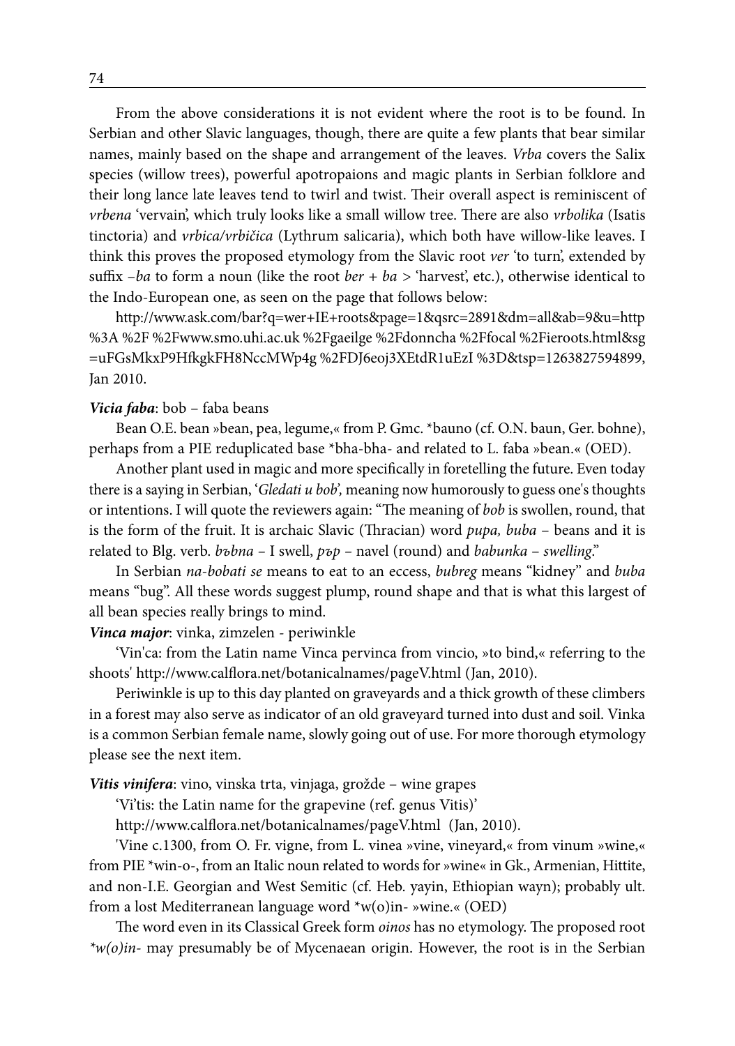From the above considerations it is not evident where the root is to be found. In Serbian and other Slavic languages, though, there are quite a few plants that bear similar names, mainly based on the shape and arrangement of the leaves. *Vrba* covers the Salix species (willow trees), powerful apotropaions and magic plants in Serbian folklore and their long lance late leaves tend to twirl and twist. Their overall aspect is reminiscent of *vrbena* 'vervain', which truly looks like a small willow tree. There are also *vrbolika* (Isatis tinctoria) and *vrbica/vrbičica* (Lythrum salicaria), which both have willow-like leaves. I think this proves the proposed etymology from the Slavic root *ver* 'to turn', extended by suffix *–ba* to form a noun (like the root *ber + ba* > 'harvest', etc.), otherwise identical to the Indo-European one, as seen on the page that follows below:

http://www.ask.com/bar?q=wer+IE+roots&page=1&qsrc=2891&dm=all&ab=9&u=http%3A %2F %2Fwww.smo.uhi.ac.uk %2Fgaeilge %2Fdonncha %2Ffocal %2Fieroots.html&sg =uFGsMkxP9HfkgkFH8NccMWp4g %2FDJ6eoj3XEtdR1uEzI %3D&tsp=1263827594899, Jan 2010.

***Vicia faba***: bob – faba beans

Bean O.E. bean »bean, pea, legume,« from P. Gmc. *bauno (cf. O.N. baun, Ger. bohne), perhaps from a PIE reduplicated base *bha-bha- and related to L. faba »bean.« (OED).

Another plant used in magic and more specifically in foretelling the future. Even today there is a saying in Serbian, '*Gledati u bob*', meaning now humorously to guess one's thoughts or intentions. I will quote the reviewers again: "The meaning of *bob* is swollen, round, that is the form of the fruit. It is archaic Slavic (Thracian) word *pupa, buba* – beans and it is related to Blg. verb. *bъbna* – I swell, *pъp* – navel (round) and *babunka* – *swelling*."

In Serbian *na-bobati se* means to eat to an eccess, *bubreg* means "kidney" and *buba* means "bug". All these words suggest plump, round shape and that is what this largest of all bean species really brings to mind.

***Vinca major***: vinka, zimzelen - periwinkle

'Vin'ca: from the Latin name Vinca pervinca from vincio, »to bind,« referring to the shoots' http://www.calflora.net/botanicalnames/pageV.html (Jan, 2010).

Periwinkle is up to this day planted on graveyards and a thick growth of these climbers in a forest may also serve as indicator of an old graveyard turned into dust and soil. Vinka is a common Serbian female name, slowly going out of use. For more thorough etymology please see the next item.

***Vitis vinifera***: vino, vinska trta, vinjaga, grožde – wine grapes

'Vi'tis: the Latin name for the grapevine (ref. genus Vitis)'

http://www.calflora.net/botanicalnames/pageV.html (Jan, 2010).

'Vine c.1300, from O. Fr. vigne, from L. vinea »vine, vineyard,« from vinum »wine,« from PIE *win-o-, from an Italic noun related to words for »wine« in Gk., Armenian, Hittite, and non-I.E. Georgian and West Semitic (cf. Heb. yayin, Ethiopian wayn); probably ult. from a lost Mediterranean language word *w(o)in- »wine.« (OED)

The word even in its Classical Greek form *oinos* has no etymology. The proposed root *\*w(o)in-* may presumably be of Mycenaean origin. However, the root is in the Serbian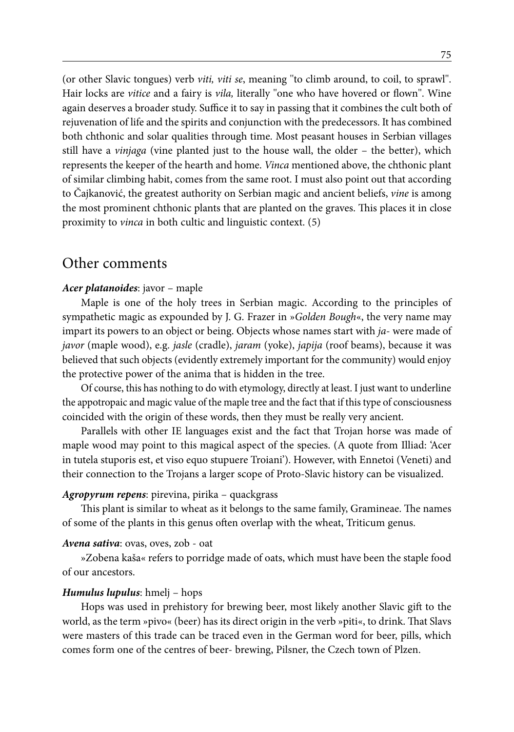(or other Slavic tongues) verb *viti, viti se*, meaning "to climb around, to coil, to sprawl". Hair locks are *vitice* and a fairy is *vila,* literally "one who have hovered or flown". Wine again deserves a broader study. Suffice it to say in passing that it combines the cult both of rejuvenation of life and the spirits and conjunction with the predecessors. It has combined both chthonic and solar qualities through time. Most peasant houses in Serbian villages still have a *vinjaga* (vine planted just to the house wall, the older – the better), which represents the keeper of the hearth and home. *Vinca* mentioned above, the chthonic plant of similar climbing habit, comes from the same root. I must also point out that according to Čajkanović, the greatest authority on Serbian magic and ancient beliefs, *vine* is among the most prominent chthonic plants that are planted on the graves. This places it in close proximity to *vinca* in both cultic and linguistic context. (5)

## Other comments

***Acer platanoides***: javor – maple

Maple is one of the holy trees in Serbian magic. According to the principles of sympathetic magic as expounded by J. G. Frazer in »*Golden Bough*«, the very name may impart its powers to an object or being. Objects whose names start with *ja-* were made of *javor* (maple wood), e.g. *jasle* (cradle), *jaram* (yoke), *japija* (roof beams), because it was believed that such objects (evidently extremely important for the community) would enjoy the protective power of the anima that is hidden in the tree.

Of course, this has nothing to do with etymology, directly at least. I just want to underline the appotropaic and magic value of the maple tree and the fact that if this type of consciousness coincided with the origin of these words, then they must be really very ancient.

Parallels with other IE languages exist and the fact that Trojan horse was made of maple wood may point to this magical aspect of the species. (A quote from Illiad: 'Acer in tutela stuporis est, et viso equo stupuere Troiani'). However, with Ennetoi (Veneti) and their connection to the Trojans a larger scope of Proto-Slavic history can be visualized.

***Agropyrum repens***: pirevina, pirika – quackgrass

This plant is similar to wheat as it belongs to the same family, Gramineae. The names of some of the plants in this genus often overlap with the wheat, Triticum genus.

***Avena sativa***: ovas, oves, zob - oat

»Zobena kaša« refers to porridge made of oats, which must have been the staple food of our ancestors.

***Humulus lupulus***: hmelj – hops

Hops was used in prehistory for brewing beer, most likely another Slavic gift to the world, as the term »pivo« (beer) has its direct origin in the verb »piti«, to drink. That Slavs were masters of this trade can be traced even in the German word for beer, pills, which comes form one of the centres of beer- brewing, Pilsner, the Czech town of Plzen.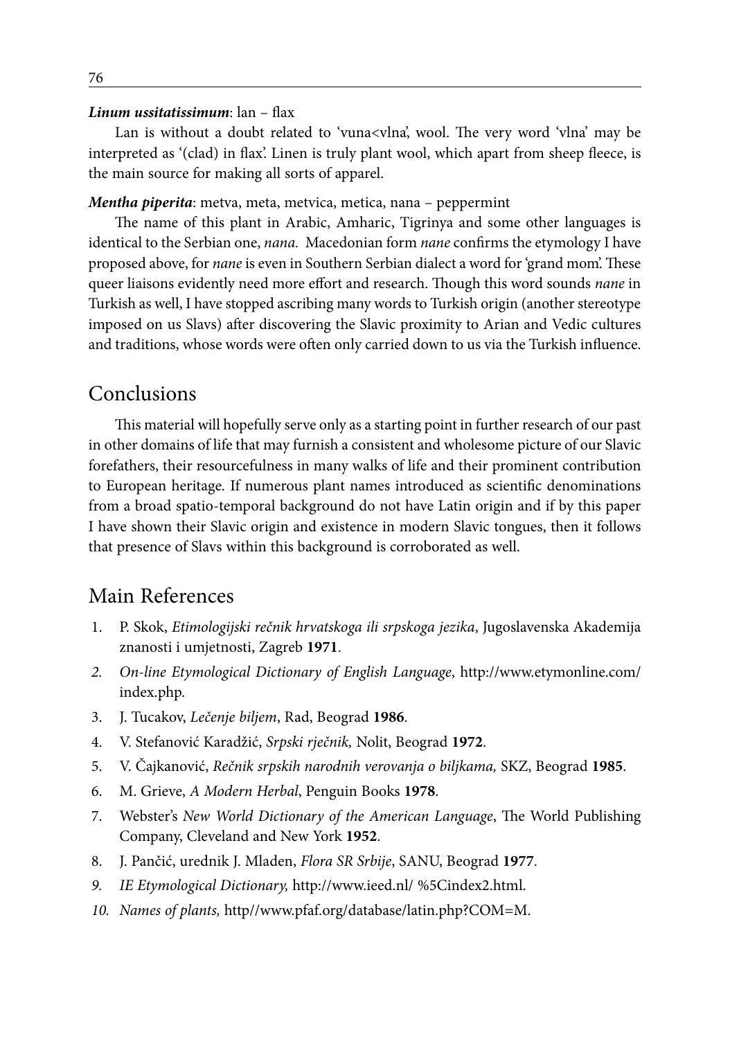***Linum ussitatissimum***: lan – flax

Lan is without a doubt related to 'vuna<vlna', wool. The very word 'vlna' may be interpreted as '(clad) in flax'. Linen is truly plant wool, which apart from sheep fleece, is the main source for making all sorts of apparel.

***Mentha piperita***: metva, meta, metvica, metica, nana – peppermint

The name of this plant in Arabic, Amharic, Tigrinya and some other languages is identical to the Serbian one, *nana.* Macedonian form *nane* confirms the etymology I have proposed above, for *nane* is even in Southern Serbian dialect a word for 'grand mom'. These queer liaisons evidently need more effort and research. Though this word sounds *nane* in Turkish as well, I have stopped ascribing many words to Turkish origin (another stereotype imposed on us Slavs) after discovering the Slavic proximity to Arian and Vedic cultures and traditions, whose words were often only carried down to us via the Turkish influence.

## Conclusions

This material will hopefully serve only as a starting point in further research of our past in other domains of life that may furnish a consistent and wholesome picture of our Slavic forefathers, their resourcefulness in many walks of life and their prominent contribution to European heritage. If numerous plant names introduced as scientific denominations from a broad spatio-temporal background do not have Latin origin and if by this paper I have shown their Slavic origin and existence in modern Slavic tongues, then it follows that presence of Slavs within this background is corroborated as well.

## Main References

1. P. Skok, *Etimologijski rečnik hrvatskoga ili srpskoga jezika*, Jugoslavenska Akademija znanosti i umjetnosti, Zagreb **1971**.
2. *On-line Etymological Dictionary of English Language*, http://www.etymonline.com/index.php.
3. J. Tucakov, *Lečenje biljem*, Rad, Beograd **1986**.
4. V. Stefanović Karadžić, *Srpski rječnik,* Nolit, Beograd **1972**.
5. V. Čajkanović, *Rečnik srpskih narodnih verovanja o biljkama,* SKZ, Beograd **1985**.
6. M. Grieve, *A Modern Herbal*, Penguin Books **1978**.
7. Webster's *New World Dictionary of the American Language*, The World Publishing Company, Cleveland and New York **1952**.
8. J. Pančić, urednik J. Mladen, *Flora SR Srbije*, SANU, Beograd **1977**.
9. *IE Etymological Dictionary,* http://www.ieed.nl/ %5Cindex2.html.
10. *Names of plants,* http//www.pfaf.org/database/latin.php?COM=M.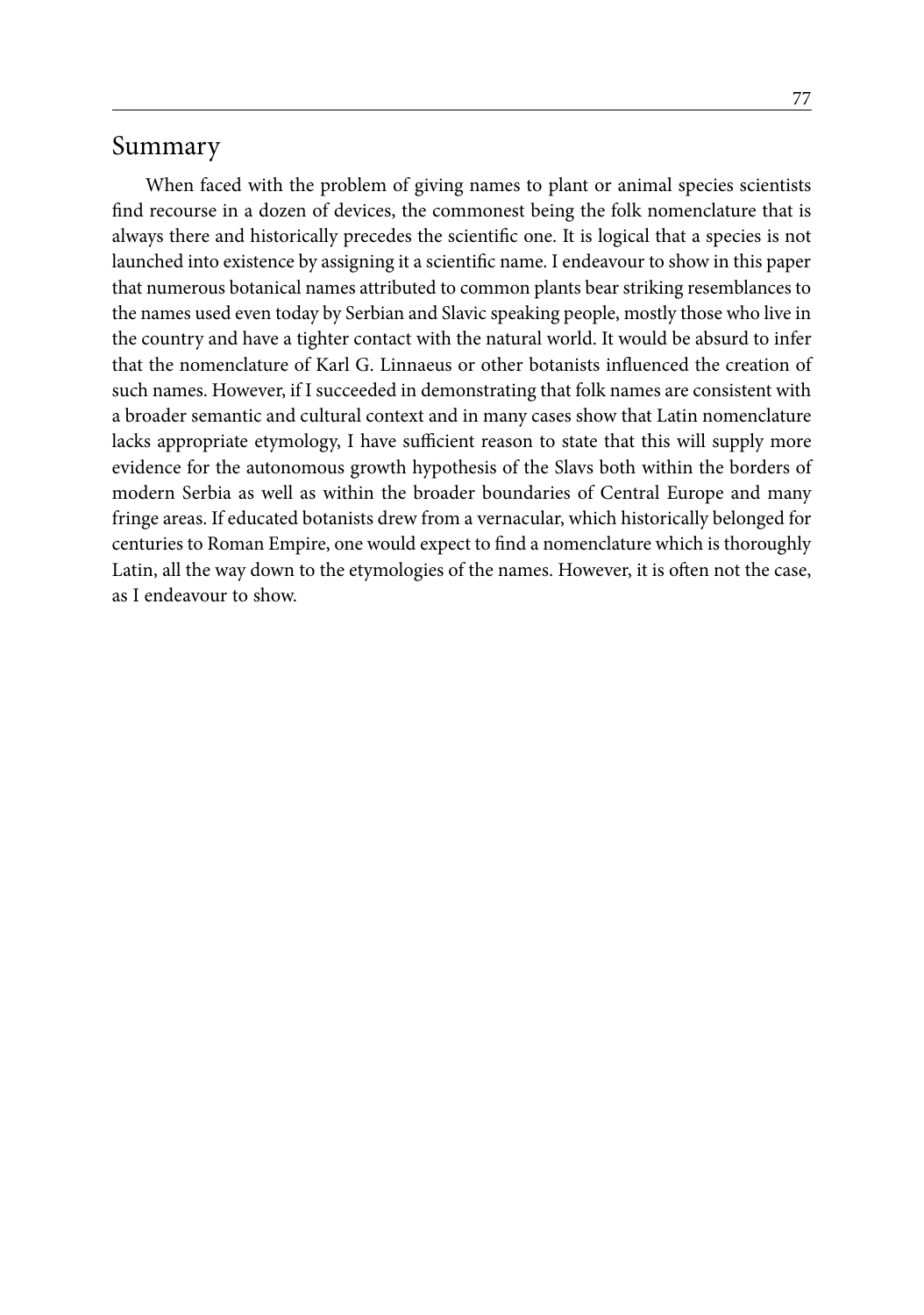## Summary

When faced with the problem of giving names to plant or animal species scientists find recourse in a dozen of devices, the commonest being the folk nomenclature that is always there and historically precedes the scientific one. It is logical that a species is not launched into existence by assigning it a scientific name. I endeavour to show in this paper that numerous botanical names attributed to common plants bear striking resemblances to the names used even today by Serbian and Slavic speaking people, mostly those who live in the country and have a tighter contact with the natural world. It would be absurd to infer that the nomenclature of Karl G. Linnaeus or other botanists influenced the creation of such names. However, if I succeeded in demonstrating that folk names are consistent with a broader semantic and cultural context and in many cases show that Latin nomenclature lacks appropriate etymology, I have sufficient reason to state that this will supply more evidence for the autonomous growth hypothesis of the Slavs both within the borders of modern Serbia as well as within the broader boundaries of Central Europe and many fringe areas. If educated botanists drew from a vernacular, which historically belonged for centuries to Roman Empire, one would expect to find a nomenclature which is thoroughly Latin, all the way down to the etymologies of the names. However, it is often not the case, as I endeavour to show.